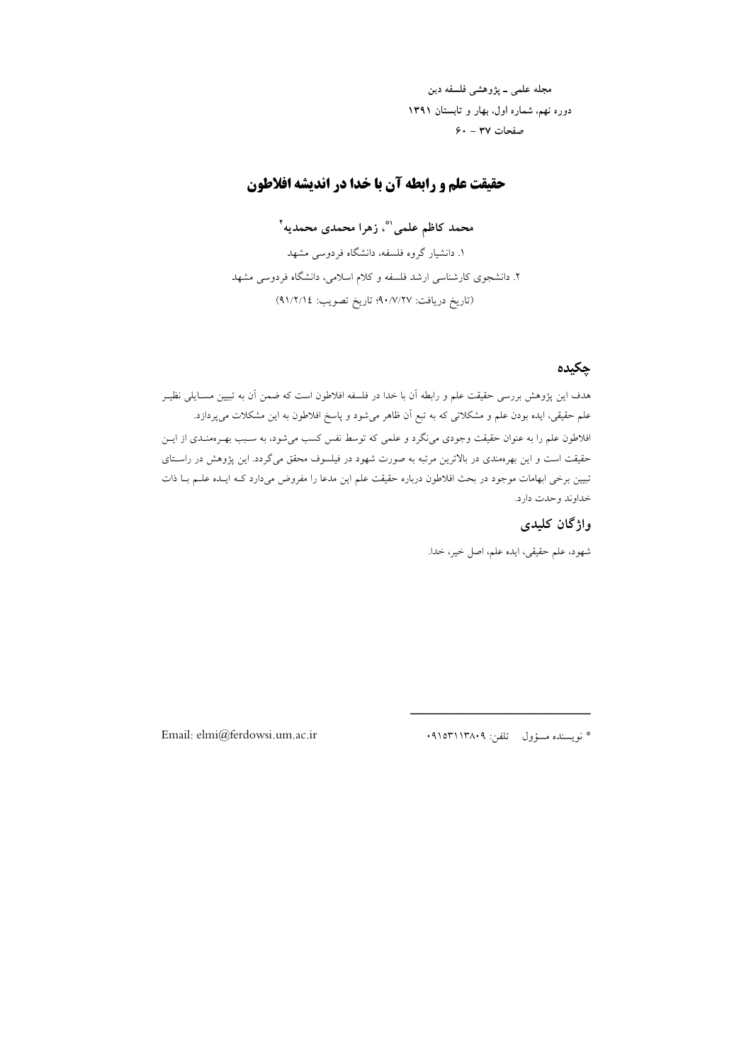مجله علمی ـ پژوهشی فلسفه دین
دوره نهم، شماره اول، بهار و تابستان ۱۳۹۱
صفحات ۳۷ – ۶۰

# حقیقت علم و رابطه آن با خدا در اندیشه افلاطون

**محمد کاظم علمی[1]*، زهرا محمدی محمدیه[2]**

۱. دانشیار گروه فلسفه، دانشگاه فردوسی مشهد
۲. دانشجوی کارشناسی ارشد فلسفه و کلام اسلامی، دانشگاه فردوسی مشهد
(تاریخ دریافت: ۹۰/۷/۲۷؛ تاریخ تصویب: ۹۱/۲/۱٤)

## چکیده

هدف این پژوهش بررسی حقیقت علم و رابطه آن با خدا در فلسفه افلاطون است که ضمن آن به تبیین مسایلی نظیر علم حقیقی، ایده بودن علم و مشکلاتی که به تبع آن ظاهر می‌شود و پاسخ افلاطون به این مشکلات می‌پردازد.

افلاطون علم را به عنوان حقیقت وجودی می‌نگرد و علمی که توسط نفس کسب می‌شود، به سبب بهره‌مندی از این حقیقت است و این بهره‌مندی در بالاترین مرتبه به صورت شهود در فیلسوف محقق می‌گردد. این پژوهش در راستای تبیین برخی ابهامات موجود در بحث افلاطون درباره حقیقت علم این مدعا را مفروض می‌دارد که ایده علم با ذات خداوند وحدت دارد.

## واژگان کلیدی

شهود، علم حقیقی، ایده علم، اصل خیر، خدا.

---

* نویسنده مسؤول    تلفن: ۰۹۱۵۳۱۱۳۸۰۹

Email: elmi@ferdowsi.um.ac.ir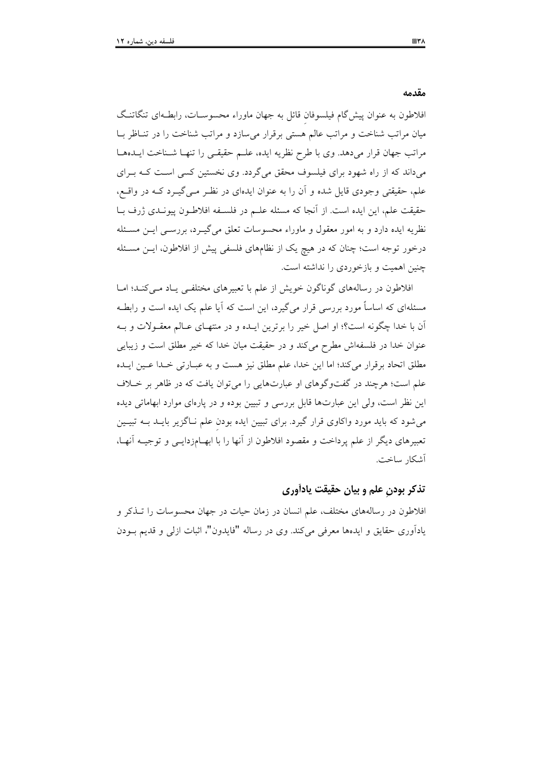## مقدمه

افلاطون به عنوان پیش‌گام فیلسوفانِ قائل به جهان ماوراء محسوسـات، رابطـه‌ای تنگاتنـگ میان مراتب شناخت و مراتب عالم هستی برقرار می‌سازد و مراتب شناخت را در تنـاظر بـا مراتب جهان قرار می‌دهد. وی با طرح نظریه ایده، علـم حقیقـی را تنهـا شـناخت ایـده‌هـا می‌داند که از راه شهود برای فیلسوف محقق می‌گردد. وی نخستین کسی اسـت کـه بـرای علم، حقیقتی وجودی قایل شده و آن را به عنوان ایده‌ای در نظـر مـی‌گیـرد کـه در واقـع، حقیقت علم، این ایده است. از آنجا که مسئله علـم در فلسـفه افلاطـون پیونـدی ژرف بـا نظریه ایده دارد و به امور معقول و ماوراء محسوسات تعلق می‌گیـرد، بررسـی ایـن مسـئله درخور توجه است؛ چنان که در هیچ یک از نظام‌های فلسفی پیش از افلاطون، ایـن مسـئله چنین اهمیت و بازخوردی را نداشته است.

افلاطون در رساله‌های گوناگون خویش از علم با تعبیرهای مختلفـی یـاد مـی‌کنـد؛ امـا مسئله‌ای که اساساً مورد بررسی قرار می‌گیرد، این است که آیا علم یک ایده است و رابطـه آن با خدا چگونه است؟؛ او اصل خیر را برترین ایـده و در منتهـای عـالم معقـولات و بـه عنوان خدا در فلسفه‌اش مطرح می‌کند و در حقیقت میان خدا که خیر مطلق است و زیبایی مطلق اتحاد برقرار می‌کند؛ اما این خدا، علم مطلق نیز هست و به عبـارتی خـدا عـین ایـده علم است؛ هرچند در گفت‌وگوهای او عبارت‌هایی را می‌توان یافت که در ظاهر بر خـلاف این نظر است، ولی این عبارت‌ها قابل بررسی و تبیین بوده و در پاره‌ای موارد ابهاماتی دیده می‌شود که باید مورد واکاوی قرار گیرد. برای تبیین ایده بودنِ علم نـاگزیر بایـد بـه تبیـین تعبیرهای دیگر از علم پرداخت و مقصود افلاطون از آنها را با ابهـام‌زدایـی و توجیـه آنهـا، آشکار ساخت.

## تذکر بودنِ علم و بیان حقیقت یادآوری

افلاطون در رساله‌های مختلف، علم انسان در زمان حیات در جهان محسوسات را تـذکر و یادآوری حقایق و ایده‌ها معرفی می‌کند. وی در رساله "فایدون"، اثبات ازلی و قدیم بـودن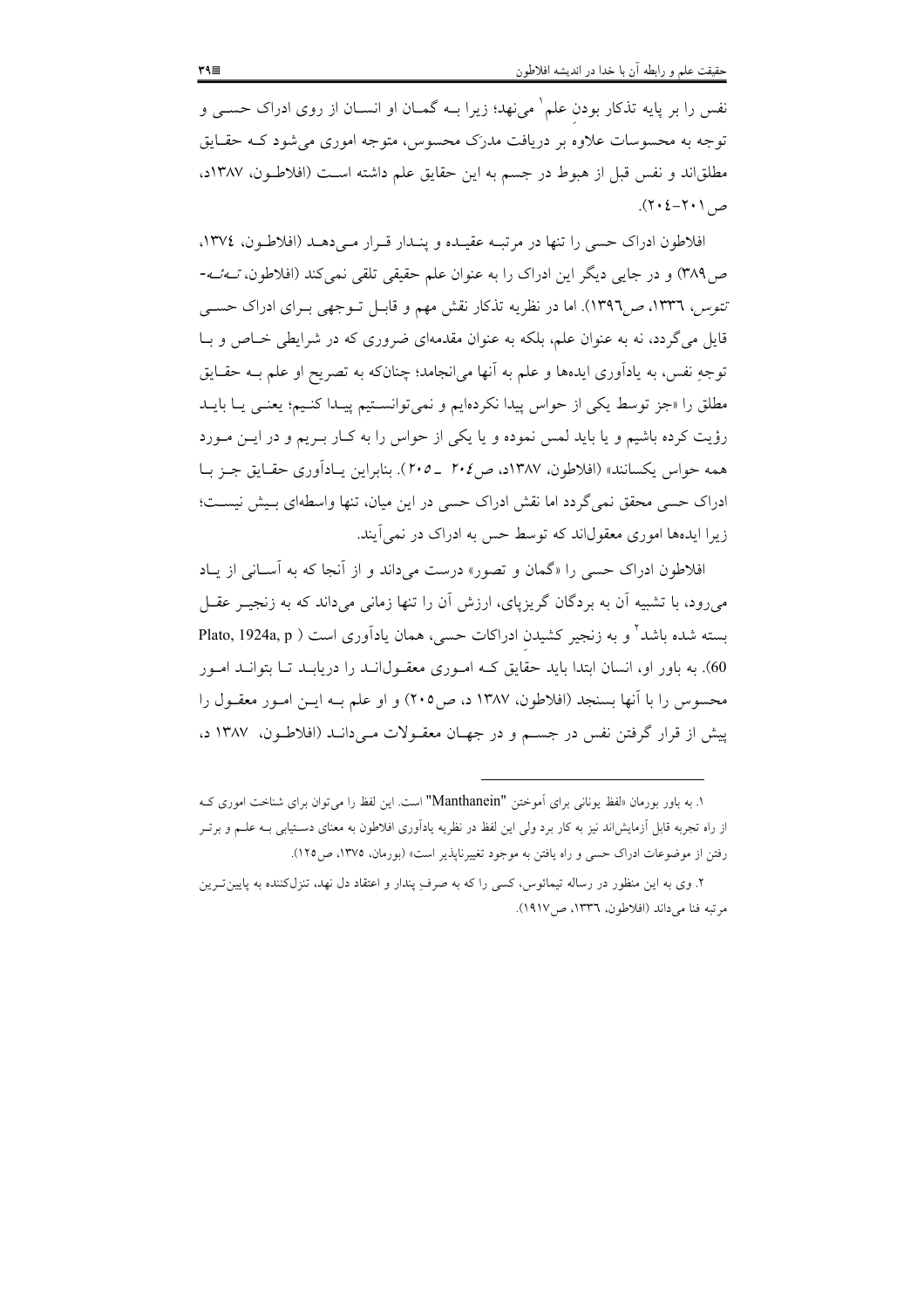نفس را بر پایه تذکار بودنِ علم[1] می‌نهد؛ زیرا بــه گمــان او انســان از روی ادراک حســی و توجه به محسوسات علاوه بر دریافت مدرَک محسوس، متوجه اموری می‌شود کــه حقــایق مطلق‌اند و نفس قبل از هبوط در جسم به این حقایق علم داشته اســت (افلاطــون، ۱۳۸۷د، ص۲۰۱–۲۰۴).

افلاطون ادراک حسی را تنها در مرتبــه عقیــده و پنــدار قــرار مــی‌دهــد (افلاطــون، ۱۳۷٤، ص۳۸۹) و در جایی دیگر این ادراک را به عنوان علم حقیقی تلقی نمی‌کند (افلاطون، *تــه‌ئــه‌تتوس*، ۱۳۳٦، ص۱۳۹٦). اما در نظریه تذکار نقش مهم و قابــل تــوجهی بــرای ادراک حســی قایل می‌گردد، نه به عنوان علم، بلکه به عنوان مقدمه‌ای ضروری که در شرایطی خــاص و بــا توجهِ نفس، به یادآوری ایده‌ها و علم به آنها می‌انجامد؛ چنان‌که به تصریح او علم بــه حقــایق مطلق را «جز توسط یکی از حواس پیدا نکرده‌ایم و نمی‌توانســتیم پیــدا کنــیم؛ یعنــی یــا بایــد رؤیت کرده باشیم و یا باید لمس نموده و یا یکی از حواس را به کــار بــریم و در ایــن مــورد همه حواس یکسانند» (افلاطون، ۱۳۸۷د، ص۲۰٤ ـ ۲۰۵). بنابراین یــادآوری حقــایق جــز بــا ادراک حسی محقق نمی‌گردد اما نقش ادراک حسی در این میان، تنها واسطه‌ای بــیش نیســت؛ زیرا ایده‌ها اموری معقول‌اند که توسط حس به ادراک در نمی‌آیند.

افلاطون ادراک حسی را «گمان و تصور» درست می‌داند و از آنجا که به آســانی از یــاد می‌رود، با تشبیه آن به بردگان گریزپای، ارزش آن را تنها زمانی می‌داند که به زنجیــر عقــل بسته شده باشد[2] و به زنجیر کشیدنِ ادراکات حسی، همان یادآوری است (Plato, 1924a, p 60). به باور او، انسان ابتدا باید حقایق کــه امــوری معقــول‌انــد را دریابــد تــا بتوانــد امــور محسوس را با آنها بسنجد (افلاطون، ۱۳۸۷ د، ص۲۰۵) و او علم بــه ایــن امــور معقــول را پیش از قرار گرفتن نفس در جســم و در جهــان معقــولات مــی‌دانــد (افلاطــون، ۱۳۸۷ د،

---

۱. به باور بورمان «لفظ یونانی برای آموختن "Manthanein" است. این لفظ را می‌توان برای شناخت اموری کــه از راه تجربه قابل آزمایش‌اند نیز به کار برد ولی این لفظ در نظریه یادآوری افلاطون به معنای دســتیابی بــه علــم و برتــر رفتن از موضوعات ادراک حسی و راه یافتن به موجود تغییرناپذیر است» (بورمان، ۱۳۷۵، ص۱۲۵).

۲. وی به این منظور در رساله تیمائوس، کسی را که به صرفِ پندار و اعتقاد دل نهد، تنزل‌کننده به پایین‌تــرین مرتبه فنا می‌داند (افلاطون، ۱۳۳٦، ص۱۹۱۷).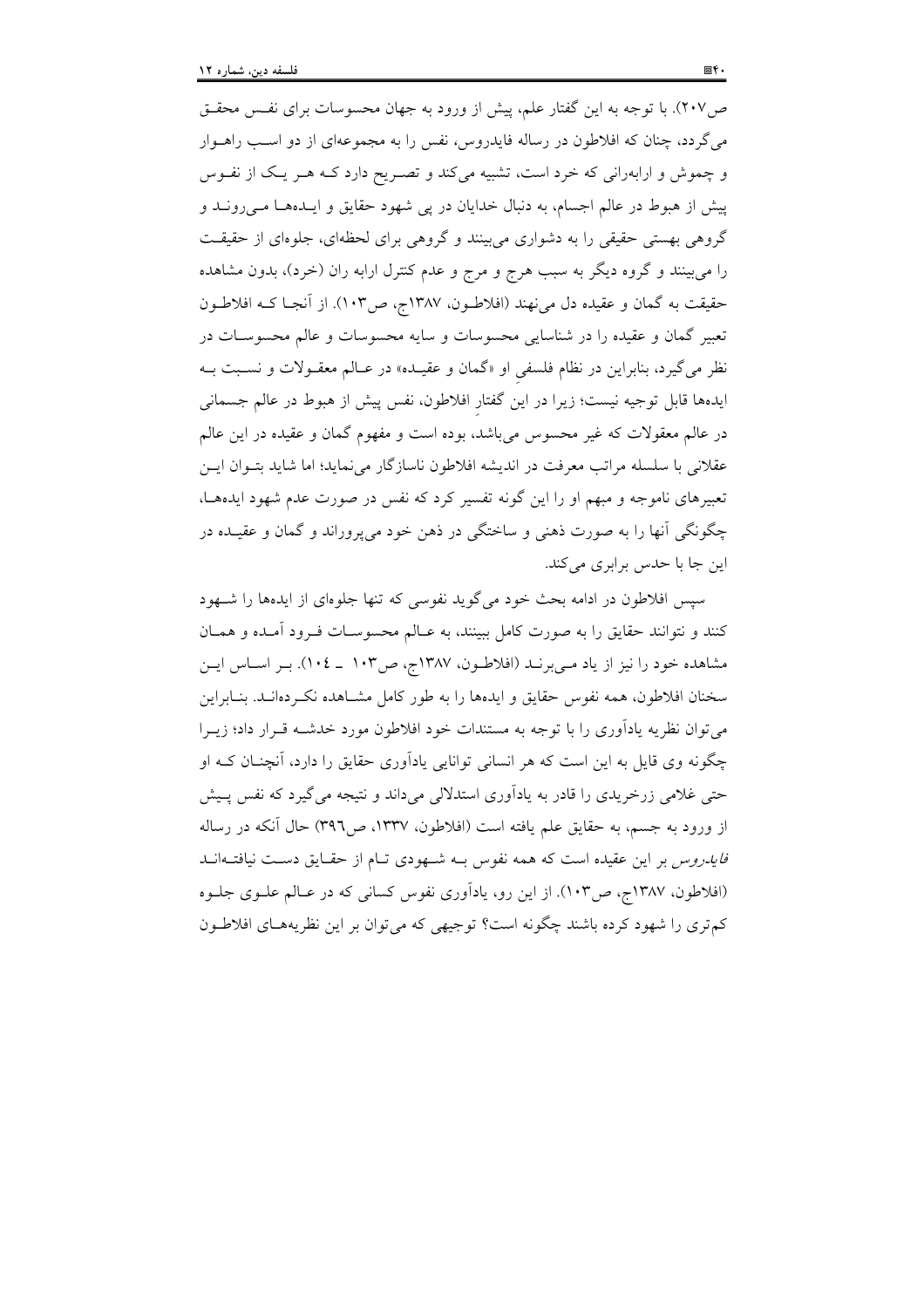ص۲۰۷). با توجه به این گفتار علم، پیش از ورود به جهان محسوسات برای نفس محقق می‌گردد، چنان که افلاطون در رساله فایدروس، نفس را به مجموعه‌ای از دو اسب راهوار و چموش و ارابه‌رانی که خرد است، تشبیه می‌کند و تصریح دارد که هر یک از نفوس پیش از هبوط در عالم اجسام، به دنبال خدایان در پی شهود حقایق و ایده‌ها می‌روند و گروهی بهستی حقیقی را به دشواری می‌بینند و گروهی برای لحظه‌ای، جلوه‌ای از حقیقت را می‌بینند و گروه دیگر به سبب هرج و مرج و عدم کنترل ارابه ران (خرد)، بدون مشاهده حقیقت به گمان و عقیده دل می‌نهند (افلاطون، ۱۳۸۷ج، ص۱۰۳). از آنجا که افلاطون تعبیر گمان و عقیده را در شناسایی محسوسات و سایه محسوسات و عالم محسوسات در نظر می‌گیرد، بنابراین در نظام فلسفیِ او «گمان و عقیده» در عالم معقولات و نسبت به ایده‌ها قابل توجیه نیست؛ زیرا در این گفتارِ افلاطون، نفس پیش از هبوط در عالم جسمانی در عالم معقولات که غیر محسوس می‌باشد، بوده است و مفهوم گمان و عقیده در این عالم عقلانی با سلسله مراتب معرفت در اندیشه افلاطون ناسازگار می‌نماید؛ اما شاید بتوان این تعبیرهای ناموجه و مبهم او را این گونه تفسیر کرد که نفس در صورت عدم شهود ایده‌ها، چگونگی آنها را به صورت ذهنی و ساختگی در ذهن خود می‌پروراند و گمان و عقیده در این جا با حدس برابری می‌کند.

سپس افلاطون در ادامه بحث خود می‌گوید نفوسی که تنها جلوه‌ای از ایده‌ها را شهود کنند و نتوانند حقایق را به صورت کامل ببینند، به عالم محسوسات فرود آمده و همان مشاهده خود را نیز از یاد می‌برند (افلاطون، ۱۳۸۷ج، ص۱۰۳ ـ ۱۰۴). بر اساس این سخنان افلاطون، همه نفوس حقایق و ایده‌ها را به طور کامل مشاهده نکرده‌اند. بنابراین می‌توان نظریه یادآوری را با توجه به مستندات خود افلاطون مورد خدشه قرار داد؛ زیرا چگونه وی قایل به این است که هر انسانی توانایی یادآوری حقایق را دارد، آنچنان که او حتی غلامی زرخریدی را قادر به یادآوری استدلالی می‌داند و نتیجه می‌گیرد که نفس پیش از ورود به جسم، به حقایق علم یافته است (افلاطون، ۱۳۳۷، ص۳۹۶) حال آنکه در رساله *فایدروس* بر این عقیده است که همه نفوس به شهودی تام از حقایق دست نیافته‌اند (افلاطون، ۱۳۸۷ج، ص۱۰۳). از این رو، یادآوری نفوس کسانی که در عالم علوی جلوه کم‌تری را شهود کرده باشند چگونه است؟ توجیهی که می‌توان بر این نظریه‌های افلاطون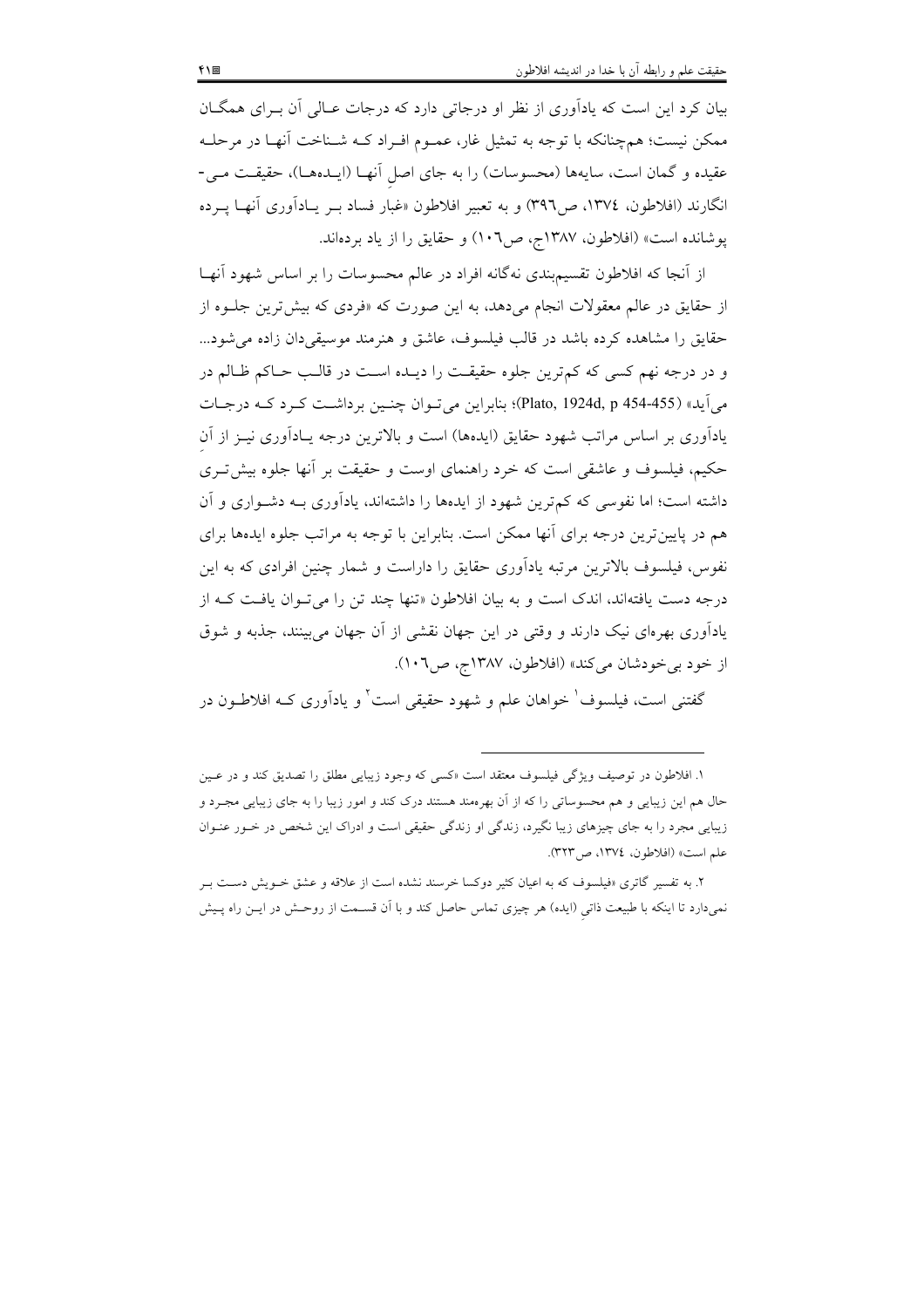بیان کرد این است که یادآوری از نظر او درجاتی دارد که درجات عـالی آن بـرای همگـان ممکن نیست؛ هم‌چنانکه با توجه به تمثیل غار، عمـوم افـراد کـه شـناخت آنهـا در مرحلـه عقیده و گمان است، سایه‌ها (محسوسات) را به جای اصلِ آنهـا (ایـده‌هـا)، حقیقـت مـی‌انگارند (افلاطون، ١٣٧٤، ص٣٩٦) و به تعبیر افلاطون «غبار فساد بـر یـادآوری آنهـا پـرده پوشانده است» (افلاطون، ١٣٨٧ج، ص١٠٦) و حقایق را از یاد برده‌اند.

از آنجا که افلاطون تقسیم‌بندی نه‌گانه افراد در عالم محسوسات را بر اساس شهود آنهـا از حقایق در عالم معقولات انجام می‌دهد، به این صورت که «فردی که بیش‌ترین جلـوه از حقایق را مشاهده کرده باشد در قالب فیلسوف، عاشق و هنرمند موسیقی‌دان زاده می‌شود... و در درجه نهم کسی که کم‌ترین جلوه حقیقـت را دیـده اسـت در قالـب حـاکم ظـالم در می‌آید» (Plato, 1924d, p 454-455)؛ بنابراین می‌تـوان چنـین برداشـت کـرد کـه درجـات یادآوری بر اساس مراتب شهود حقایق (ایده‌ها) است و بالاترین درجه یـادآوری نیـز از آنِ حکیم، فیلسوف و عاشقی است که خرد راهنمای اوست و حقیقت بر آنها جلوه بیش‌تـری داشته است؛ اما نفوسی که کم‌ترین شهود از ایده‌ها را داشته‌اند، یادآوری بـه دشـواری و آن هم در پایین‌ترین درجه برای آنها ممکن است. بنابراین با توجه به مراتب جلوه ایده‌ها برای نفوس، فیلسوف بالاترین مرتبه یادآوری حقایق را داراست و شمار چنین افرادی که به این درجه دست یافته‌اند، اندک است و به بیان افلاطون «تنها چند تن را می‌تـوان یافـت کـه از یادآوری بهره‌ای نیک دارند و وقتی در این جهان نقشی از آن جهان می‌بینند، جذبه و شوق از خود بی‌خودشان می‌کند» (افلاطون، ١٣٨٧ج، ص١٠٦).

گفتنی است، فیلسوف[1] خواهان علم و شهود حقیقی است[2] و یادآوری کـه افلاطـون در

---

١. افلاطون در توصیف ویژگی فیلسوف معتقد است «کسی که وجود زیبایی مطلق را تصدیق کند و در عـین حال هم این زیبایی و هم محسوساتی را که از آن بهره‌مند هستند درک کند و امور زیبا را به جای زیبایی مجـرد و زیبایی مجرد را به جای چیزهای زیبا نگیرد، زندگی او زندگی حقیقی است و ادراک این شخص در خـور عنـوان علم است» (افلاطون، ١٣٧٤، ص٣٢٣).

٢. به تفسیر گاتری «فیلسوف که به اعیان کثیر دوکسا خرسند نشده است از علاقه و عشق خـویش دسـت بـر نمی‌دارد تا اینکه با طبیعت ذاتیِ (ایده) هر چیزی تماس حاصل کند و با آن قسـمت از روحـش در ایـن راه پـیش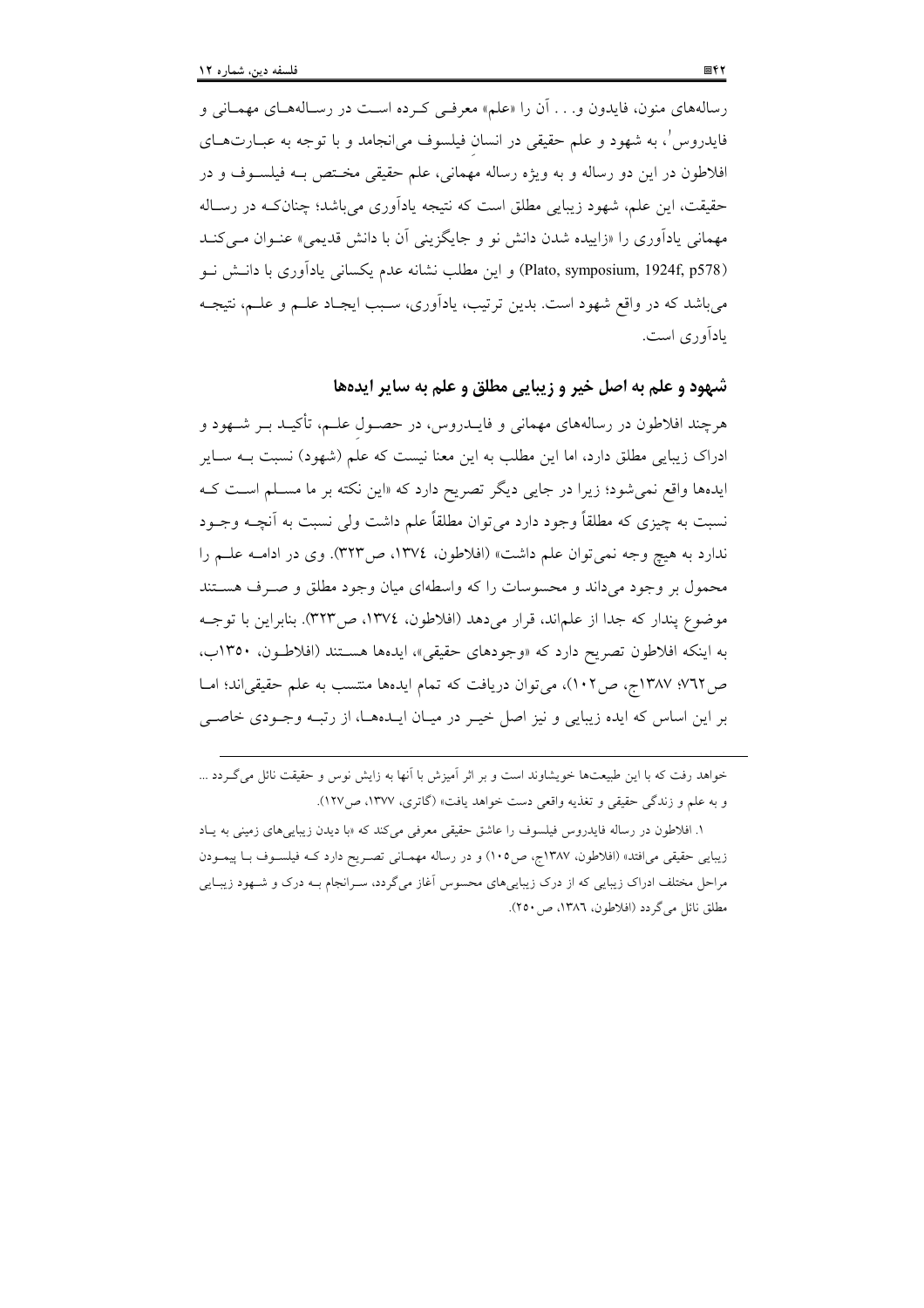رساله‌های منون، فایدون و. . . آن را «علم» معرفی کرده است در رساله‌های مهمانی و فایدروس[1]، به شهود و علم حقیقی در انسان فیلسوف می‌انجامد و با توجه به عبارت‌های افلاطون در این دو رساله و به ویژه رساله مهمانی، علم حقیقی مختص به فیلسوف و در حقیقت، این علم، شهود زیبایی مطلق است که نتیجه یادآوری می‌باشد؛ چنانکه در رساله مهمانی یادآوری را «زاییده شدن دانش نو و جایگزینی آن با دانش قدیمی» عنوان می‌کند (Plato, symposium, 1924f, p578) و این مطلب نشانه عدم یکسانی یادآوری با دانش نو می‌باشد که در واقع شهود است. بدین ترتیب، یادآوری، سبب ایجاد علم و علم، نتیجه یادآوری است.

## شهود و علم به اصل خیر و زیبایی مطلق و علم به سایر ایده‌ها

هرچند افلاطون در رساله‌های مهمانی و فایدروس، در حصول علم، تأکید بر شهود و ادراک زیبایی مطلق دارد، اما این مطلب به این معنا نیست که علم (شهود) نسبت به سایر ایده‌ها واقع نمی‌شود؛ زیرا در جایی دیگر تصریح دارد که «این نکته بر ما مسلم است که نسبت به چیزی که مطلقاً وجود دارد می‌توان مطلقاً علم داشت ولی نسبت به آنچه وجود ندارد به هیچ وجه نمی‌توان علم داشت» (افلاطون، ۱۳۷٤، ص۳۲۳). وی در ادامه علم را محمول بر وجود می‌داند و محسوسات را که واسطه‌ای میان وجود مطلق و صرف هستند موضوع پندار که جدا از علم‌اند، قرار می‌دهد (افلاطون، ۱۳۷٤، ص۳۲۳). بنابراین با توجه به اینکه افلاطون تصریح دارد که «وجودهای حقیقی»، ایده‌ها هستند (افلاطون، ۱۳۵۰ب، ص٧٦٢؛ ۱۳۸٧ج، ص١٠٢)، می‌توان دریافت که تمام ایده‌ها منتسب به علم حقیقی‌اند؛ اما بر این اساس که ایده زیبایی و نیز اصل خیر در میان ایده‌ها، از رتبه وجودی خاصی

---

خواهد رفت که با این طبیعت‌ها خویشاوند است و بر اثر آمیزش با آنها به زایش نوس و حقیقت نائل می‌گردد ... و به علم و زندگی حقیقی و تغذیه واقعی دست خواهد یافت» (گاتری، ۱۳٧٧، ص١٢٧).

[1] افلاطون در رساله فایدروس فیلسوف را عاشق حقیقی معرفی می‌کند که «با دیدن زیبایی‌های زمینی به یاد زیبایی حقیقی می‌افتد» (افلاطون، ۱۳۸٧ج، ص١٠٥) و در رساله مهمانی تصریح دارد که فیلسوف با پیمودن مراحل مختلف ادراک زیبایی که از درک زیبایی‌های محسوس آغاز می‌گردد، سرانجام به درک و شهود زیبایی مطلق نائل می‌گردد (افلاطون، ۱۳۸٦، ص٢٥٠).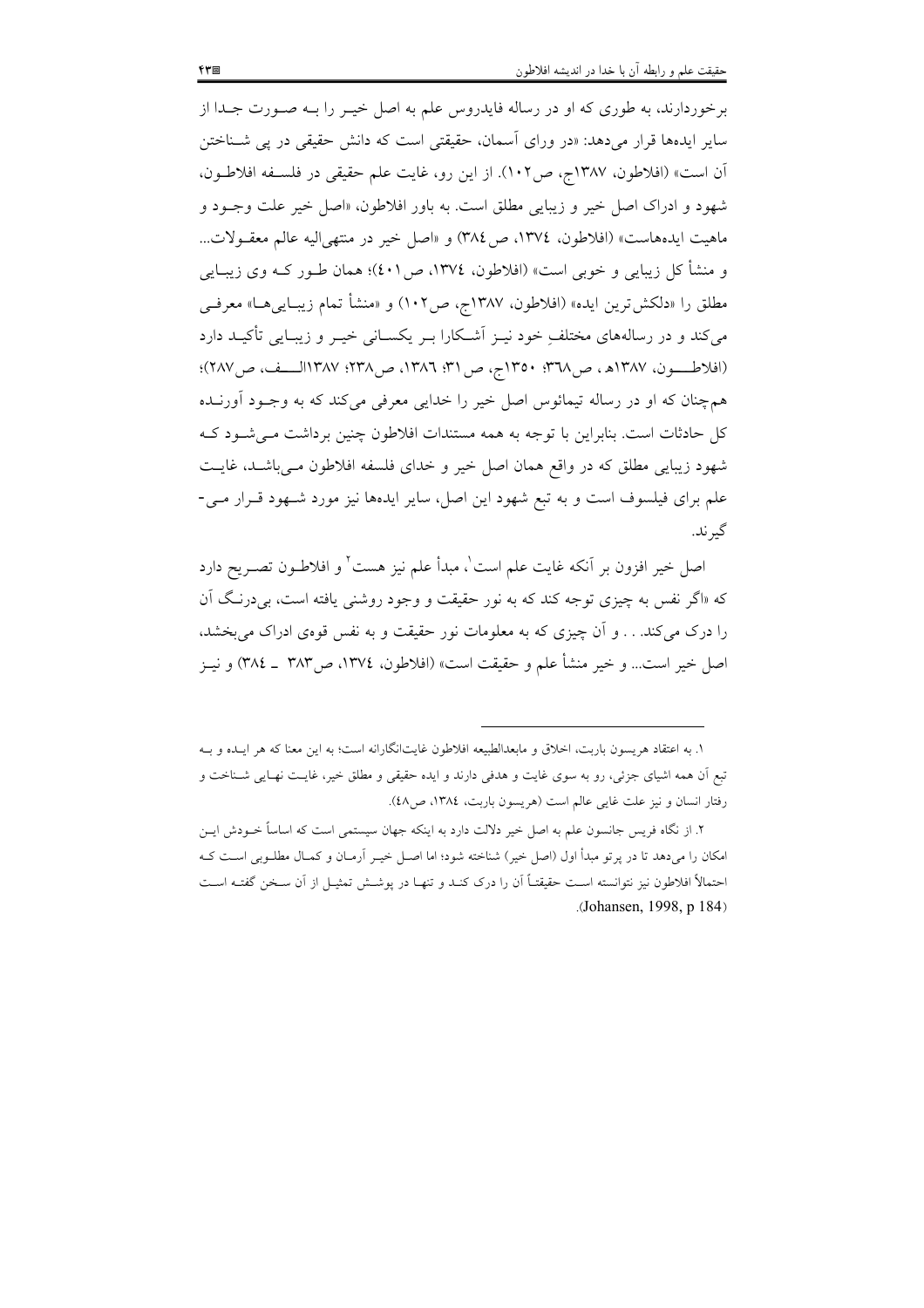برخوردارند، به طوری که او در رساله فایدروس علم به اصل خیر را بـه صـورت جـدا از سایر ایده‌ها قرار می‌دهد: «در ورای آسمان، حقیقتی است که دانش حقیقی در پی شـناختن آن است» (افلاطون، ۱۳۸۷ج، ص۱۰۲). از این رو، غایت علم حقیقی در فلسـفه افلاطـون، شهود و ادراک اصل خیر و زیبایی مطلق است. به باور افلاطون، «اصل خیر علت وجـود و ماهیت ایده‌هاست» (افلاطون، ۱۳۷٤، ص۳۸٤) و «اصل خیر در منتهی‌الیه عالم معقـولات... و منشأ کل زیبایی و خوبی است» (افلاطون، ۱۳۷٤، ص٤۰۱)؛ همان طـور کـه وی زیبـایی مطلق را «دلکش‌ترین ایده» (افلاطون، ۱۳۸۷ج، ص۱۰۲) و «منشأ تمام زیبـایی‌هـا» معرفـی می‌کند و در رساله‌های مختلفِ خود نیـز آشـکارا بـر یکسـانی خیـر و زیبـایی تأکیـد دارد (افلاطـــون، ۱۳۸۷هـ ، ص۳٦۸؛ ۱۳۵۰ج، ص۳۱؛ ۱۳۸٦، ص۲۳۸؛ ۱۳۸۷الـــف، ص۲۸۷)؛ همچنان که او در رساله تیمائوس اصل خیر را خدایی معرفی می‌کند که به وجـود آورنـده کل حادثات است. بنابراین با توجه به همه مستندات افلاطون چنین برداشت مـی‌شـود کـه شهود زیبایی مطلق که در واقع همان اصل خیر و خدای فلسفه افلاطون مـی‌باشـد، غایـت علم برای فیلسوف است و به تبع شهود این اصل، سایر ایده‌ها نیز مورد شـهود قـرار مـی‌گیرند.

اصل خیر افزون بر آنکه غایت علم است[1]، مبدأ علم نیز هست[2] و افلاطـون تصـریح دارد که «اگر نفس به چیزی توجه کند که به نور حقیقت و وجود روشنی یافته است، بی‌درنـگ آن را درک می‌کند. . . و آن چیزی که به معلومات نور حقیقت و به نفس قوهٔ ادراک می‌بخشد، اصل خیر است... و خیر منشأ علم و حقیقت است» (افلاطون، ۱۳۷٤، ص۳۸۳ ـ ۳۸٤) و نیـز

---

۱. به اعتقاد هریسون باریت، اخلاق و مابعدالطبیعه افلاطون غایت‌انگارانه است؛ به این معنا که هر ایـده و بـه تبع آن همه اشیای جزئی، رو به سوی غایت و هدفی دارند و ایده حقیقی و مطلق خیر، غایـت نهـایی شـناخت و رفتار انسان و نیز علت غایی عالم است (هریسون باریت، ۱۳۸٤، ص٤۸).

۲. از نگاه فریس جانسون علم به اصل خیر دلالت دارد به اینکه جهان سیستمی است که اساساً خـودش ایـن امکان را می‌دهد تا در پرتو مبدأ اول (اصل خیر) شناخته شود؛ اما اصـل خیـر آرمـان و کمـال مطلـوبی اسـت کـه احتمالاً افلاطون نیز نتوانسته اسـت حقیقتـاً آن را درک کنـد و تنهـا در پوشـش تمثیـل از آن سـخن گفتـه اسـت (Johansen, 1998, p 184).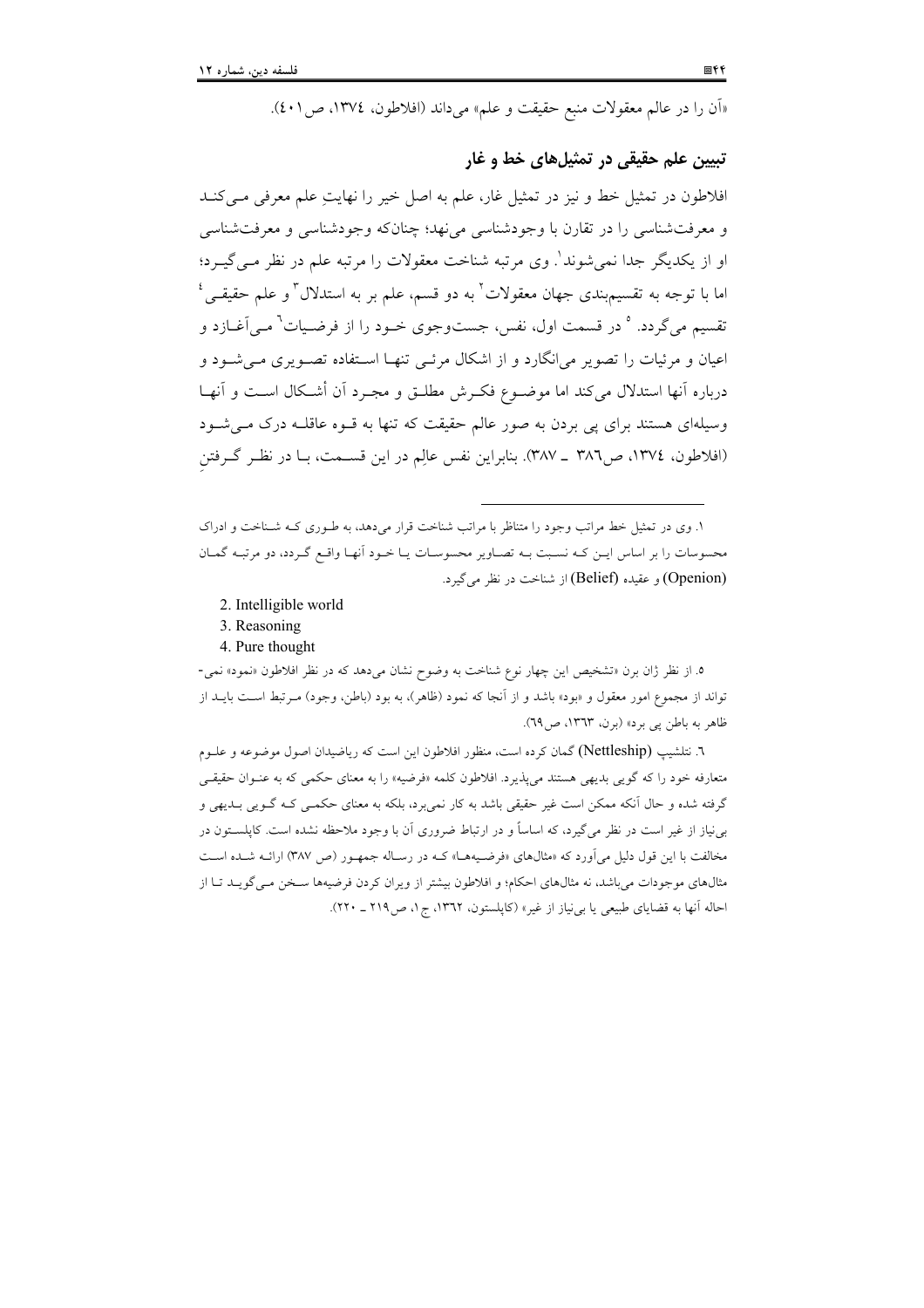«آن را در عالم معقولات منبع حقیقت و علم» می‌داند (افلاطون، ١٣٧٤، ص ٤٠١).

## تبیین علم حقیقی در تمثیل‌های خط و غار

افلاطون در تمثیل خط و نیز در تمثیل غار، علم به اصل خیر را نهایتِ علم معرفی می‌کند و معرفت‌شناسی را در تقارن با وجودشناسی می‌نهد؛ چنان‌که وجودشناسی و معرفت‌شناسی او از یکدیگر جدا نمی‌شوند[1]. وی مرتبه شناخت معقولات را مرتبه علم در نظر می‌گیرد؛ اما با توجه به تقسیم‌بندی جهان معقولات[2] به دو قسم، علم بر به استدلال[3] و علم حقیقی[4] تقسیم می‌گردد. [5] در قسمت اول، نفس، جست‌وجوی خود را از فرضیات[6] می‌آغازد و اعیان و مرئیات را تصویر می‌انگارد و از اشکال مرئی تنها استفاده تصویری می‌شود و درباره آنها استدلال می‌کند اما موضوع فکرش مطلق و مجرد آن أشکال است و آنها وسیله‌ای هستند برای پی بردن به صور عالم حقیقت که تنها به قوه عاقله درک می‌شود (افلاطون، ١٣٧٤، ص٣٨٦ ـ ٣٨٧). بنابراین نفس عالِم در این قسمت، با در نظر گرفتنِ

---

١. وی در تمثیل خط مراتب وجود را متناظر با مراتب شناخت قرار می‌دهد، به طوری که شناخت و ادراک محسوسات را بر اساس این که نسبت به تصاویر محسوسات یا خود آنها واقع گردد، دو مرتبه گمان (Openion) و عقیده (Belief) از شناخت در نظر می‌گیرد.

2. Intelligible world

3. Reasoning

4. Pure thought

٥. از نظر ژان برن «تشخیص این چهار نوع شناخت به وضوح نشان می‌دهد که در نظر افلاطون «نمود» نمی‌تواند از مجموع امور معقول و «بود» باشد و از آنجا که نمود (ظاهر)، به بود (باطن، وجود) مرتبط است باید از ظاهر به باطن پی برد» (برن، ١٣٦٣، ص٦٩).

٦. نتلشیپ (Nettleship) گمان کرده است، منظور افلاطون این است که ریاضیدان اصول موضوعه و علوم متعارفه خود را که گویی بدیهی هستند می‌پذیرد. افلاطون کلمه «فرضیه» را به معنای حکمی که به عنوان حقیقی گرفته شده و حال آنکه ممکن است غیر حقیقی باشد به کار نمی‌برد، بلکه به معنای حکمی که گویی بدیهی و بی‌نیاز از غیر است در نظر می‌گیرد، که اساساً و در ارتباط ضروری آن با وجود ملاحظه نشده است. کاپلستون در مخالفت با این قول دلیل می‌آورد که «مثال‌های «فرضیه‌ها» که در رساله جمهور (ص ٣٨٧) ارائه شده است مثال‌های موجودات می‌باشد، نه مثال‌های احکام؛ و افلاطون بیشتر از ویران کردن فرضیه‌ها سخن می‌گوید تا از احاله آنها به قضایای طبیعی یا بی‌نیاز از غیر» (کاپلستون، ١٣٦٢، ج١، ص٢١٩ ـ ٢٢٠).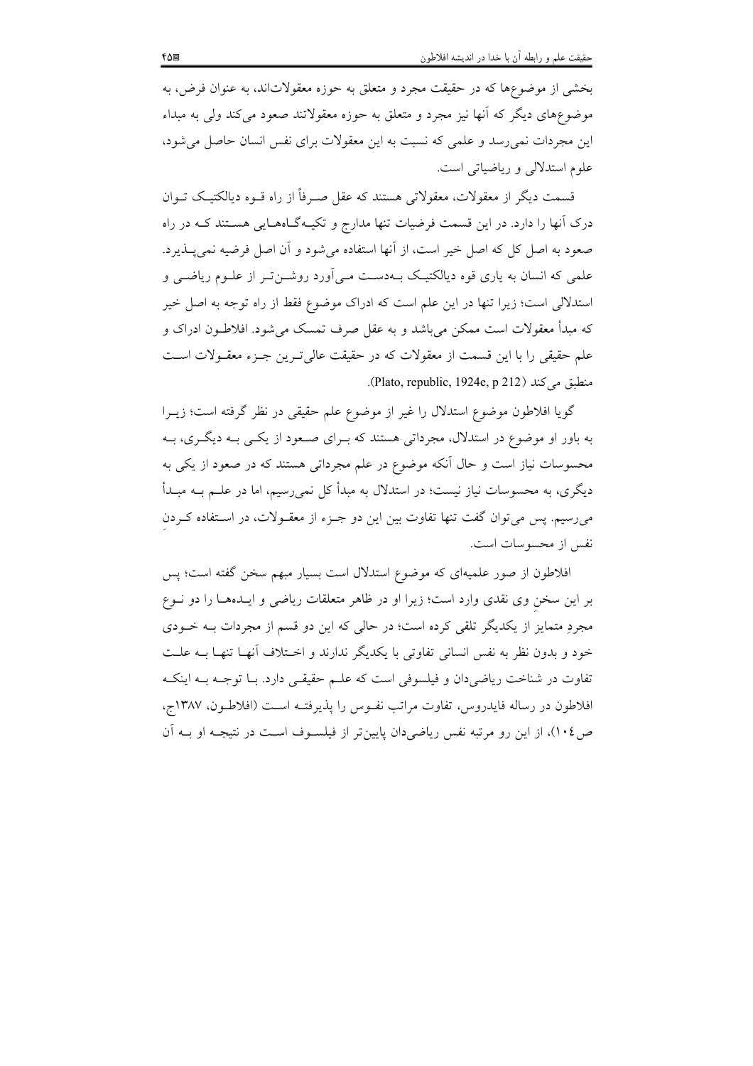بخشی از موضوع‌ها که در حقیقت مجرد و متعلق به حوزه معقولات‌اند، به عنوان فرض، به موضوع‌های دیگر که آنها نیز مجرد و متعلق به حوزه معقولاتند صعود می‌کند ولی به مبداء این مجردات نمی‌رسد و علمی که نسبت به این معقولات برای نفس انسان حاصل می‌شود، علوم استدلالی و ریاضیاتی است.

قسمت دیگر از معقولات، معقولاتی هستند که عقل صرفاً از راه قوه دیالکتیک توان درک آنها را دارد. در این قسمت فرضیات تنها مدارج و تکیه‌گاه‌هایی هستند که در راه صعود به اصل کل که اصل خیر است، از آنها استفاده می‌شود و آن اصل فرضیه نمی‌پذیرد. علمی که انسان به یاری قوه دیالکتیک به‌دست می‌آورد روشن‌تر از علوم ریاضی و استدلالی است؛ زیرا تنها در این علم است که ادراک موضوع فقط از راه توجه به اصل خیر که مبدأ معقولات است ممکن می‌باشد و به عقل صرف تمسک می‌شود. افلاطون ادراک و علم حقیقی را با این قسمت از معقولات که در حقیقت عالی‌ترین جزء معقولات است منطبق می‌کند (Plato, republic, 1924e, p 212).

گویا افلاطون موضوع استدلال را غیر از موضوع علم حقیقی در نظر گرفته است؛ زیرا به باور او موضوع در استدلال، مجرداتی هستند که برای صعود از یکی به دیگری، به محسوسات نیاز است و حال آنکه موضوع در علم مجرداتی هستند که در صعود از یکی به دیگری، به محسوسات نیاز نیست؛ در استدلال به مبدأ کل نمی‌رسیم، اما در علم به مبدأ می‌رسیم. پس می‌توان گفت تنها تفاوت بین این دو جزء از معقولات، در استفاده کردنِ نفس از محسوسات است.

افلاطون از صور علمیه‌ای که موضوع استدلال است بسیار مبهم سخن گفته است؛ پس بر این سخنِ وی نقدی وارد است؛ زیرا او در ظاهر متعلقات ریاضی و ایده‌ها را دو نوع مجردِ متمایز از یکدیگر تلقی کرده است؛ در حالی که این دو قسم از مجردات به خودی خود و بدون نظر به نفس انسانی تفاوتی با یکدیگر ندارند و اختلاف آنها تنها به علت تفاوت در شناخت ریاضی‌دان و فیلسوفی است که علم حقیقی دارد. با توجه به اینکه افلاطون در رساله فایدروس، تفاوت مراتب نفوس را پذیرفته است (افلاطون، ۱۳۸۷ج، ص۱۰٤)، از این رو مرتبه نفس ریاضی‌دان پایین‌تر از فیلسوف است در نتیجه او به آن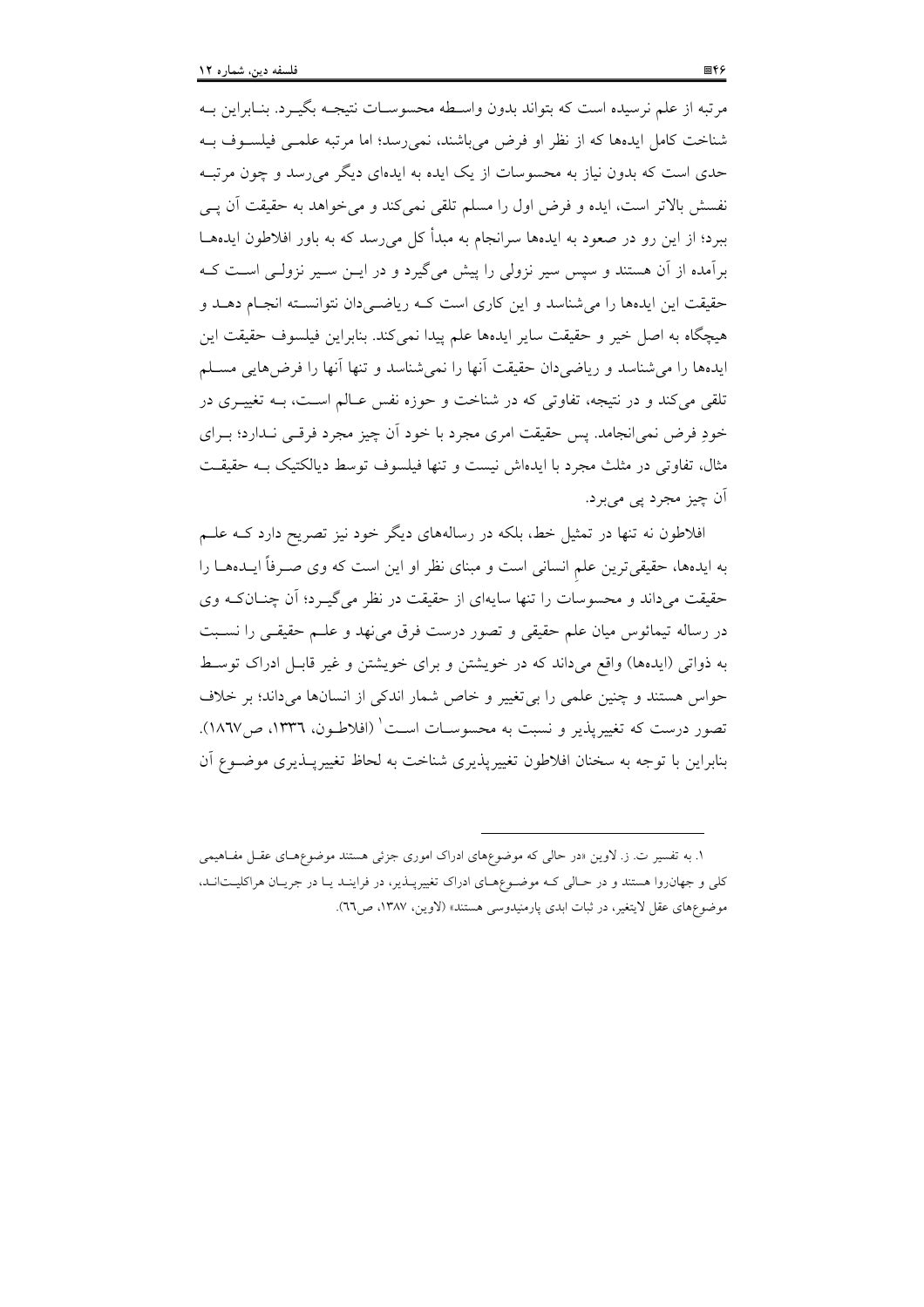مرتبه از علم نرسیده است که بتواند بدون واسطه محسوسات نتیجه بگیرد. بنابراین به شناخت کامل ایده‌ها که از نظر او فرض می‌باشند، نمی‌رسد؛ اما مرتبه علمی فیلسوف به حدی است که بدون نیاز به محسوسات از یک ایده به ایده‌ای دیگر می‌رسد و چون مرتبه نفسش بالاتر است، ایده و فرض اول را مسلم تلقی نمی‌کند و می‌خواهد به حقیقت آن پی ببرد؛ از این رو در صعود به ایده‌ها سرانجام به مبدأ کل می‌رسد که به باور افلاطون ایده‌ها برآمده از آن هستند و سپس سیر نزولی را پیش می‌گیرد و در این سیر نزولی است که حقیقت این ایده‌ها را می‌شناسد و این کاری است که ریاضی‌دان نتوانسته انجام دهد و هیچگاه به اصل خیر و حقیقت سایر ایده‌ها علم پیدا نمی‌کند. بنابراین فیلسوف حقیقت این ایده‌ها را می‌شناسد و ریاضی‌دان حقیقت آنها را نمی‌شناسد و تنها آنها را فرض‌هایی مسلم تلقی می‌کند و در نتیجه، تفاوتی که در شناخت و حوزه نفس عالم است، به تغییری در خودِ فرض نمی‌انجامد. پس حقیقت امری مجرد با خود آن چیز مجرد فرقی ندارد؛ برای مثال، تفاوتی در مثلث مجرد با ایده‌اش نیست و تنها فیلسوف توسط دیالکتیک به حقیقت آن چیز مجرد پی می‌برد.

افلاطون نه تنها در تمثیل خط، بلکه در رساله‌های دیگر خود نیز تصریح دارد که علم به ایده‌ها، حقیقی‌ترین علمِ انسانی است و مبنای نظر او این است که وی صرفاً ایده‌ها را حقیقت می‌داند و محسوسات را تنها سایه‌ای از حقیقت در نظر می‌گیرد؛ آن چنانکه وی در رساله تیمائوس میان علم حقیقی و تصور درست فرق می‌نهد و علم حقیقی را نسبت به ذواتی (ایده‌ها) واقع می‌داند که در خویشتن و برای خویشتن و غیر قابل ادراک توسط حواس هستند و چنین علمی را بی‌تغییر و خاص شمار اندکی از انسان‌ها می‌داند؛ بر خلاف تصور درست که تغییرپذیر و نسبت به محسوسات است[1] (افلاطون، ۱۳۳٦، ص۱۸٦۷). بنابراین با توجه به سخنان افلاطون تغییرپذیری شناخت به لحاظ تغییرپذیری موضوع آن

---

۱. به تفسیر ت. ز. لاوین «در حالی که موضوع‌های ادراک اموری جزئی هستند موضوع‌های عقل مفاهیمی کلی و جهان‌روا هستند و در حالی که موضوع‌های ادراک تغییرپذیر، در فرایند یا در جریان هراکلیتانند، موضوع‌های عقل لایتغیر، در ثبات ابدی پارمنیدوسی هستند» (لاوین، ۱۳۸۷، ص٦٦).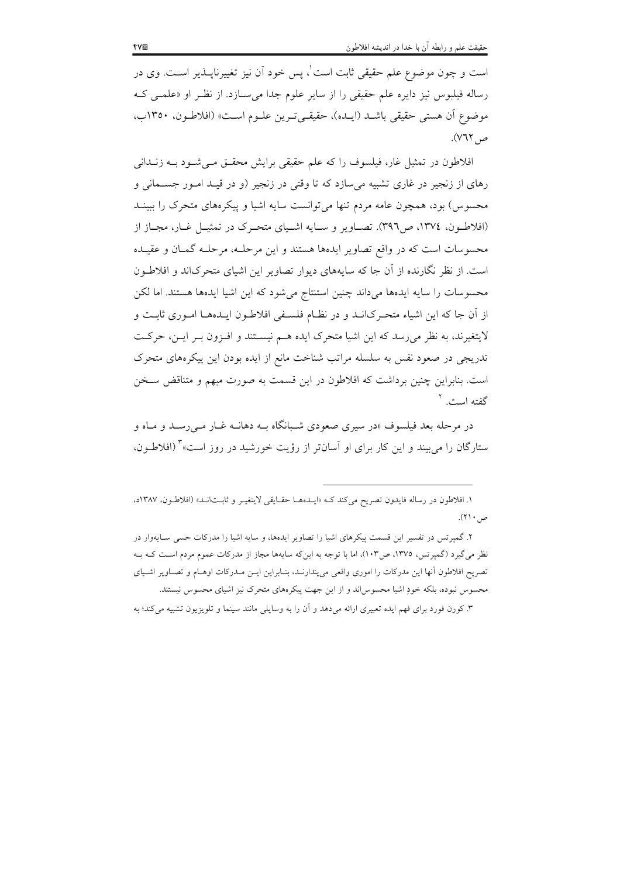است و چون موضوع علم حقیقی ثابت است[1]، پس خود آن نیز تغییرناپذیر است. وی در رساله فیلبوس نیز دایره علم حقیقی را از سایر علوم جدا می‌سازد. از نظر او «علمی که موضوع آن هستی حقیقی باشد (ایده)، حقیقی‌ترین علوم است» (افلاطون، ۱۳۵۰ب، ص۷۶۲).

افلاطون در تمثیل غار، فیلسوف را که علم حقیقی برایش محقق می‌شود به زندانی رهای از زنجیر در غاری تشبیه می‌سازد که تا وقتی در زنجیر (و در قید امور جسمانی و محسوس) بود، همچون عامه مردم تنها می‌توانست سایه اشیا و پیکره‌های متحرک را ببیند (افلاطون، ۱۳۷٤، ص۳۹٦). تصاویر و سایه اشیای متحرک در تمثیل غار، مجاز از محسوسات است که در واقع تصاویر ایده‌ها هستند و این مرحله، مرحله گمان و عقیده است. از نظر نگارنده از آن جا که سایه‌های دیوار تصاویر این اشیای متحرک‌اند و افلاطون محسوسات را سایه ایده‌ها می‌داند چنین استنتاج می‌شود که این اشیا ایده‌ها هستند. اما لکن از آن جا که این اشیاء متحرک‌اند و در نظام فلسفی افلاطون ایده‌ها اموری ثابت و لایتغیرند، به نظر می‌رسد که این اشیا متحرک ایده هم نیستند و افزون بر این، حرکت تدریجی در صعود نفس به سلسله مراتب شناخت مانع از ایده بودن این پیکره‌های متحرک است. بنابراین چنین برداشت که افلاطون در این قسمت به صورت مبهم و متناقض سخن گفته است.[2]

در مرحله بعد فیلسوف «در سیری صعودی شبانگاه به دهانه غار می‌رسد و ماه و ستارگان را می‌بیند و این کار برای او آسان‌تر از رؤیت خورشید در روز است»[3] (افلاطون،

---

۱. افلاطون در رساله فایدون تصریح می‌کند که «ایده‌ها حقایقی لایتغیر و ثابت‌اند» (افلاطون، ۱۳۸۷د، ص۲۱۰).

۲. گمپرتس در تفسیر این قسمت پیکرهای اشیا را تصاویر ایده‌ها، و سایه اشیا را مدرکات حسی سایه‌وار در نظر می‌گیرد (گمپرتس، ۱۳۷۵، ص۱۰۳)، اما با توجه به این‌که سایه‌ها مجاز از مدرکات عموم مردم است که به تصریح افلاطون آنها این مدرکات را اموری واقعی می‌پندارند، بنابراین این مدرکات اوهام و تصاویر اشیای محسوس نبوده، بلکه خودِ اشیا محسوس‌اند و از این جهت پیکره‌های متحرک نیز اشیای محسوس نیستند.

۳. کورن فورد برای فهم ایده تعبیری ارائه می‌دهد و آن را به وسایلی مانند سینما و تلویزیون تشبیه می‌کند؛ به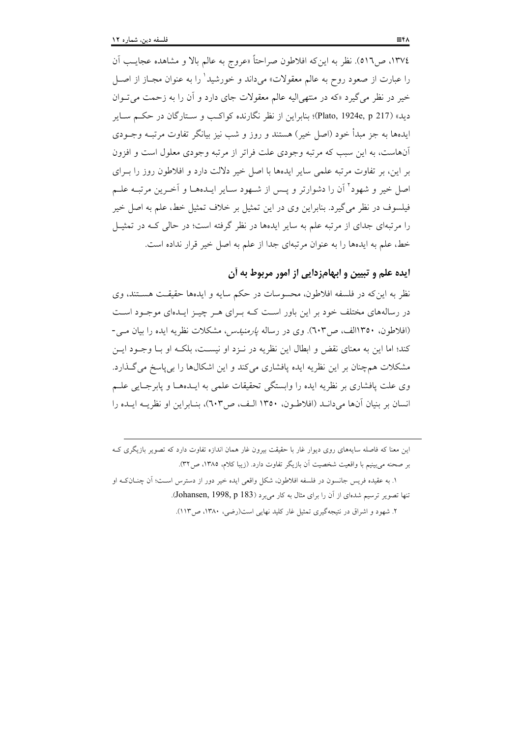۱۳۷٤، ص٥١٦). نظر به این‌که افلاطون صراحتاً «عروج به عالم بالا و مشاهده عجایب آن را عبارت از صعود روح به عالم معقولات» می‌داند و خورشید[1] را به عنوان مجاز از اصل خیر در نظر می‌گیرد «که در منتهی‌الیه عالم معقولات جای دارد و آن را به زحمت می‌توان دید» (Plato, 1924e, p 217)؛ بنابراین از نظر نگارنده کواکب و ستارگان در حکم سایر ایده‌ها به جز مبدأ خود (اصل خیر) هستند و روز و شب نیز بیانگر تفاوت مرتبه وجودی آن‌هاست، به این سبب که مرتبه وجودی علت فراتر از مرتبه وجودی معلول است و افزون بر این، بر تفاوت مرتبه علمی سایر ایده‌ها با اصل خیر دلالت دارد و افلاطون روز را برای اصل خیر و شهود[2] آن را دشوارتر و پس از شهود سایر ایده‌ها و آخرین مرتبه علم فیلسوف در نظر می‌گیرد. بنابراین وی در این تمثیل بر خلاف تمثیل خط، علم به اصل خیر را مرتبه‌ای جدای از مرتبه علم به سایر ایده‌ها در نظر گرفته است؛ در حالی که در تمثیل خط، علم به ایده‌ها را به عنوان مرتبه‌ای جدا از علم به اصل خیر قرار نداده است.

## ایده علم و تبیین و ابهام‌زدایی از امور مربوط به آن

نظر به این‌که در فلسفه افلاطون، محسوسات در حکم سایه و ایده‌ها حقیقت هستند، وی در رساله‌های مختلف خود بر این باور است که برای هر چیز ایده‌ای موجود است (افلاطون، ۱۳۵۰الف، ص۶۰۳). وی در رساله *پارمنیدس*، مشکلات نظریه ایده را بیان می‌کند؛ اما این به معنای نقض و ابطال این نظریه در نزد او نیست، بلکه او با وجود این مشکلات هم‌چنان بر این نظریه ایده پافشاری می‌کند و این اشکال‌ها را بی‌پاسخ می‌گذارد. وی علت پافشاری بر نظریه ایده را وابستگی تحقیقات علمی به ایده‌ها و پابرجایی علم انسان بر بنیان آن‌ها می‌داند (افلاطون، ۱۳۵۰ الف، ص۶۰۳)، بنابراین او نظریه ایده را

---

این معنا که فاصله سایه‌های روی دیوار غار با حقیقت بیرون غار همان اندازه تفاوت دارد که تصویر بازیگری که بر صحنه می‌بینیم با واقعیت شخصیت آن بازیگر تفاوت دارد. (زیبا کلام، ۱۳۸۵، ص۳۲).

۱. به عقیده فریس جانسون در فلسفه افلاطون، شکل واقعی ایده خیر دور از دسترس است؛ آن چنان‌که او تنها تصویر ترسیم شده‌ای از آن را برای مثال به کار می‌برد (Johansen, 1998, p 183).

۲. شهود و اشراق در نتیجه‌گیری تمثیل غار کلید نهایی است(رضی، ۱۳۸۰، ص۱۱۳).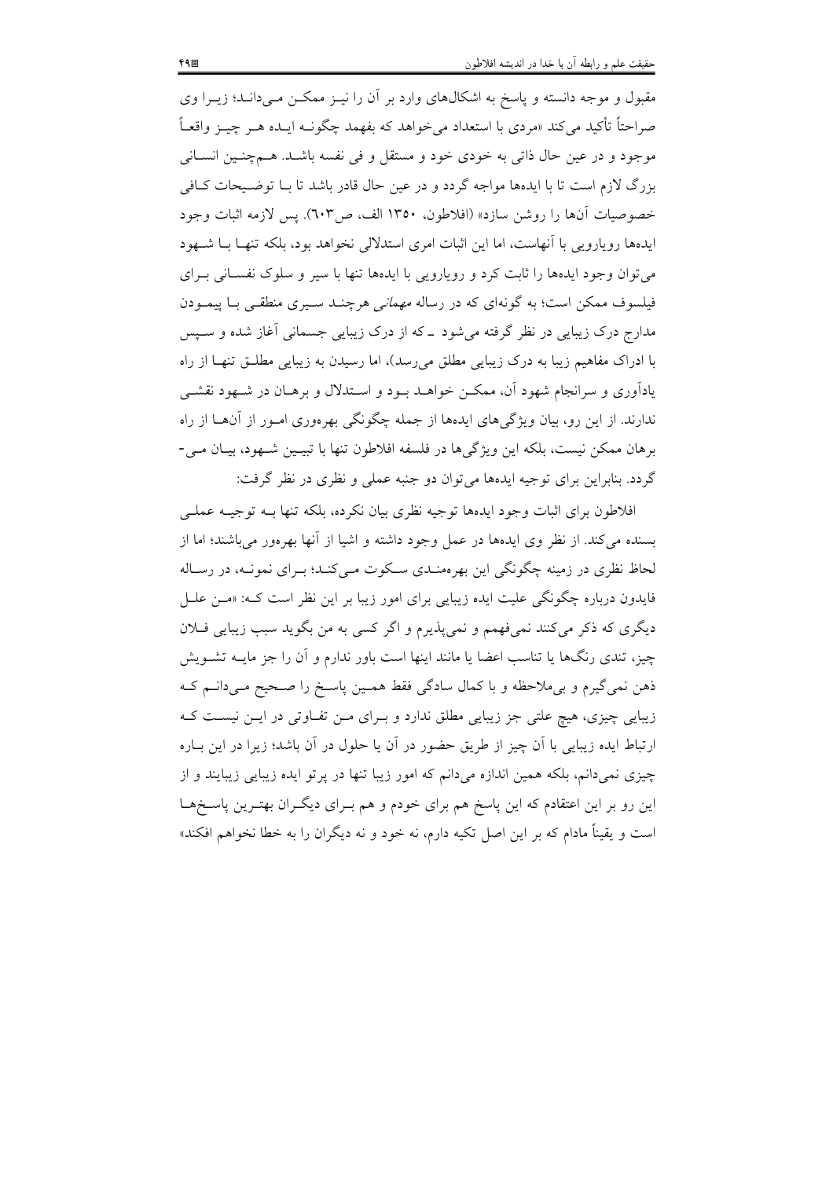مقبول و موجه دانسته و پاسخ به اشکال‌های وارد بر آن را نیز ممکن می‌داند؛ زیرا وی صراحتاً تأکید می‌کند «مردی با استعداد می‌خواهد که بفهمد چگونه ایده هر چیز واقعاً موجود و در عین حال ذاتی به خودی خود و مستقل و فی نفسه باشد. همچنین انسانی بزرگ لازم است تا با ایده‌ها مواجه گردد و در عین حال قادر باشد تا با توضیحات کافی خصوصیات آنها را روشن سازد» (افلاطون، ۱۳۵۰ الف، ص۶۰۳). پس لازمه اثبات وجود ایده‌ها رویارویی با آنهاست، اما این اثبات امری استدلالی نخواهد بود، بلکه تنها با شهود می‌توان وجود ایده‌ها را ثابت کرد و رویارویی با ایده‌ها تنها با سیر و سلوک نفسانی برای فیلسوف ممکن است؛ به گونه‌ای که در رساله *مهمانی* هرچند سیری منطقی با پیمودن مدارج درک زیبایی در نظر گرفته می‌شود ـ که از درک زیبایی جسمانی آغاز شده و سپس با ادراک مفاهیم زیبا به درک زیبایی مطلق می‌رسد)، اما رسیدن به زیبایی مطلق تنها از راه یادآوری و سرانجام شهود آن، ممکن خواهد بود و استدلال و برهان در شهود نقشی ندارند. از این رو، بیان ویژگی‌های ایده‌ها از جمله چگونگی بهره‌وری امور از آنها از راه برهان ممکن نیست، بلکه این ویژگی‌ها در فلسفه افلاطون تنها با تبیین شهود، بیان می‌گردد. بنابراین برای توجیه ایده‌ها می‌توان دو جنبه عملی و نظری در نظر گرفت:

افلاطون برای اثبات وجود ایده‌ها توجیه نظری بیان نکرده، بلکه تنها به توجیه عملی بسنده می‌کند. از نظر وی ایده‌ها در عمل وجود داشته و اشیا از آنها بهره‌ور می‌باشند؛ اما از لحاظ نظری در زمینه چگونگی این بهره‌مندی سکوت می‌کند؛ برای نمونه، در رساله فایدون درباره چگونگی علیت ایده زیبایی برای امور زیبا بر این نظر است که: «من علل دیگری که ذکر می‌کنند نمی‌فهمم و نمی‌پذیرم و اگر کسی به من بگوید سبب زیبایی فلان چیز، تندی رنگ‌ها یا تناسب اعضا یا مانند اینها است باور ندارم و آن را جز مایه تشویش ذهن نمی‌گیرم و بی‌ملاحظه و با کمال سادگی فقط همین پاسخ را صحیح می‌دانم که زیبایی چیزی، هیچ علتی جز زیبایی مطلق ندارد و برای من تفاوتی در این نیست که ارتباط ایده زیبایی با آن چیز از طریق حضور در آن یا حلول در آن باشد؛ زیرا در این باره چیزی نمی‌دانم، بلکه همین اندازه می‌دانم که امور زیبا تنها در پرتو ایده زیبایی زیبایند و از این رو بر این اعتقادم که این پاسخ هم برای خودم و هم برای دیگران بهترین پاسخ‌ها است و یقیناً مادام که بر این اصل تکیه دارم، نه خود و نه دیگران را به خطا نخواهم افکند»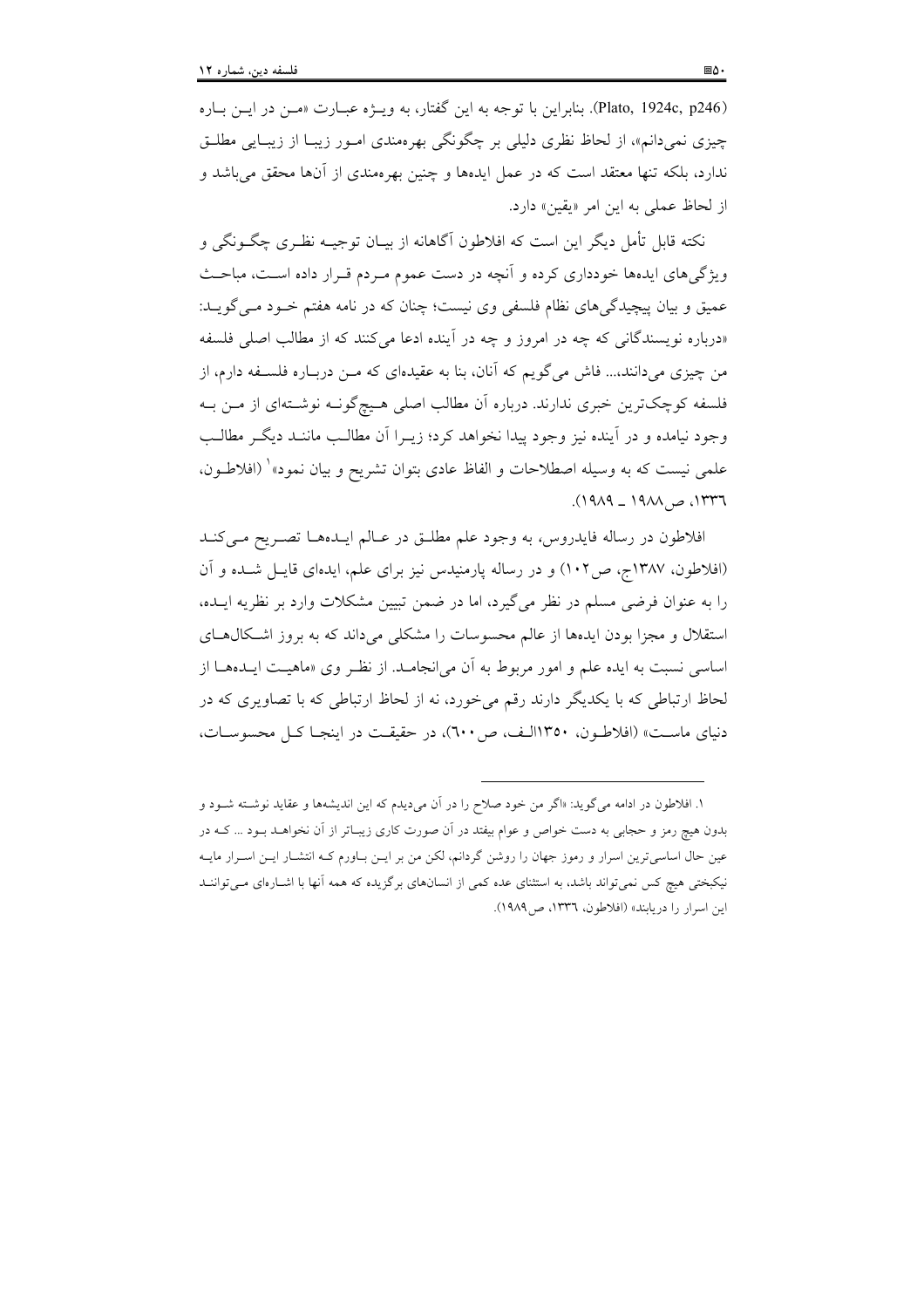(Plato, 1924c, p246). بنابراین با توجه به این گفتار، به ویژه عبارت «من در این باره چیزی نمی‌دانم»، از لحاظ نظری دلیلی بر چگونگی بهره‌مندی امور زیبا از زیبایی مطلق ندارد، بلکه تنها معتقد است که در عمل ایده‌ها و چنین بهره‌مندی از آن‌ها محقق می‌باشد و از لحاظ عملی به این امر «یقین» دارد.

نکته قابل تأمل دیگر این است که افلاطون آگاهانه از بیان توجیه نظری چگونگی و ویژگی‌های ایده‌ها خودداری کرده و آنچه در دست عموم مردم قرار داده است، مباحث عمیق و بیان پیچیدگی‌های نظام فلسفی وی نیست؛ چنان که در نامه هفتم خود می‌گوید: «درباره نویسندگانی که چه در امروز و چه در آینده ادعا می‌کنند که از مطالب اصلی فلسفه من چیزی می‌دانند،... فاش می‌گویم که آنان، بنا به عقیده‌ای که من درباره فلسفه دارم، از فلسفه کوچک‌ترین خبری ندارند. درباره آن مطالب اصلی هیچ‌گونه نوشته‌ای از من به وجود نیامده و در آینده نیز وجود پیدا نخواهد کرد؛ زیرا آن مطالب مانند دیگر مطالب علمی نیست که به وسیله اصطلاحات و الفاظ عادی بتوان تشریح و بیان نمود»[1] (افلاطون، ۱۳۳٦، ص۱۹۸۸ ـ ۱۹۸۹).

افلاطون در رساله فایدروس، به وجود علم مطلق در عالم ایده‌ها تصریح می‌کند (افلاطون، ۱۳۸۷ج، ص۱۰۲) و در رساله پارمنیدس نیز برای علم، ایده‌ای قایل شده و آن را به عنوان فرضی مسلم در نظر می‌گیرد، اما در ضمن تبیین مشکلات وارد بر نظریه ایده، استقلال و مجزا بودن ایده‌ها از عالم محسوسات را مشکلی می‌داند که به بروز اشکال‌های اساسی نسبت به ایده علم و امور مربوط به آن می‌انجامد. از نظر وی «ماهیت ایده‌ها از لحاظ ارتباطی که با یکدیگر دارند رقم می‌خورد، نه از لحاظ ارتباطی که با تصاویری که در دنیای ماست» (افلاطون، ۱۳۵۰الف، ص٦۰۰)، در حقیقت در اینجا کل محسوسات،

---

۱. افلاطون در ادامه می‌گوید: «اگر من خود صلاح را در آن می‌دیدم که این اندیشه‌ها و عقاید نوشته شود و بدون هیچ رمز و حجابی به دست خواص و عوام بیفتد در آن صورت کاری زیباتر از آن نخواهد بود ... که در عین حال اساسی‌ترین اسرار و رموز جهان را روشن گردانم، لکن من بر این باورم که انتشار این اسرار مایه نیکبختی هیچ کس نمی‌تواند باشد، به استثنای عده کمی از انسان‌های برگزیده که همه آنها با اشاره‌ای می‌توانند این اسرار را دریابند» (افلاطون، ۱۳۳٦، ص۱۹۸۹).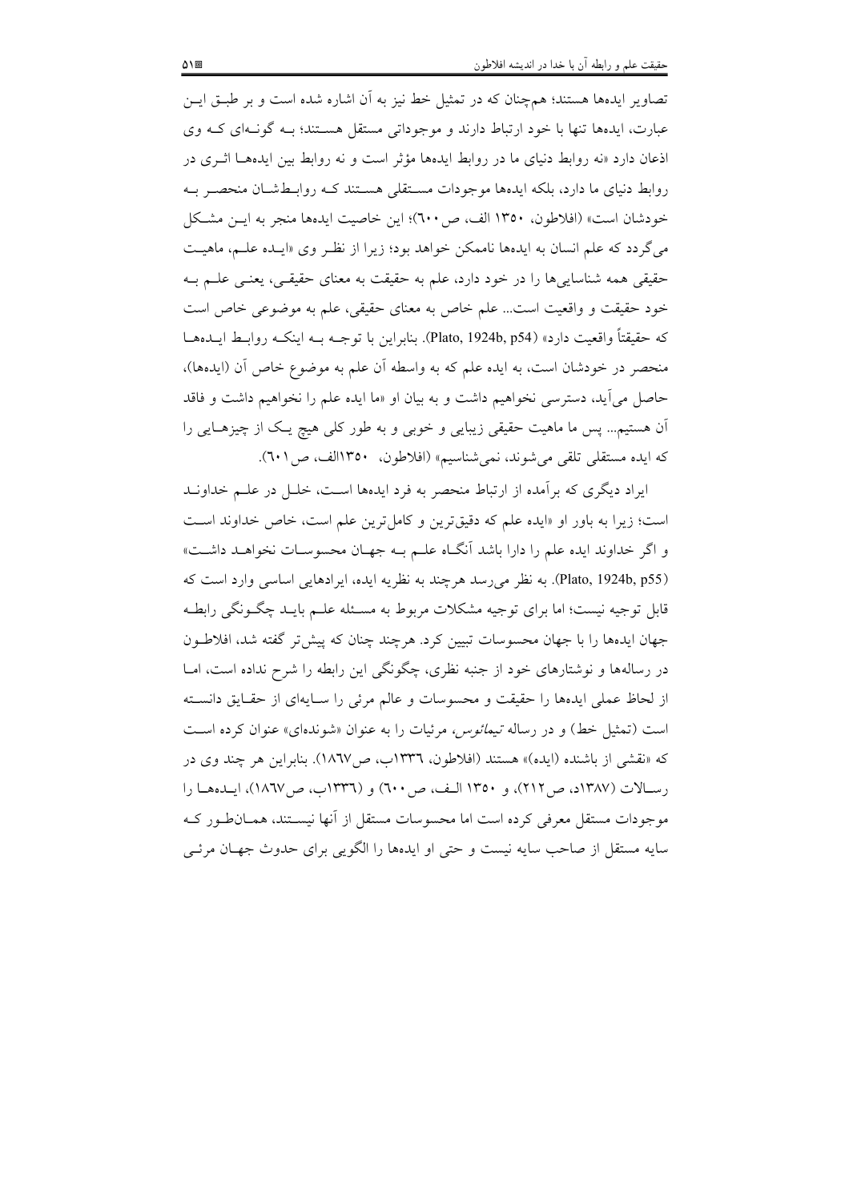تصاویر ایده‌ها هستند؛ همچنان که در تمثیل خط نیز به آن اشاره شده است و بر طبق این عبارت، ایده‌ها تنها با خود ارتباط دارند و موجوداتی مستقل هستند؛ به گونه‌ای که وی اذعان دارد «نه روابط دنیای ما در روابط ایده‌ها مؤثر است و نه روابط بین ایده‌ها اثری در روابط دنیای ما دارد، بلکه ایده‌ها موجودات مستقلی هستند که روابطشان منحصر به خودشان است» (افلاطون، ۱۳۵۰ الف، ص۶۰۰)؛ این خاصیت ایده‌ها منجر به این مشکل می‌گردد که علم انسان به ایده‌ها ناممکن خواهد بود؛ زیرا از نظر وی «ایده علم، ماهیت حقیقی همه شناسایی‌ها را در خود دارد، علم به حقیقت به معنای حقیقی، یعنی علم به خود حقیقت و واقعیت است... علم خاص به معنای حقیقی، علم به موضوعی خاص است که حقیقتاً واقعیت دارد» (Plato, 1924b, p54). بنابراین با توجه به اینکه روابط ایده‌ها منحصر در خودشان است، به ایده علم که به واسطه آن علم به موضوع خاص آن (ایده‌ها)، حاصل می‌آید، دسترسی نخواهیم داشت و به بیان او «ما ایده علم را نخواهیم داشت و فاقد آن هستیم... پس ما ماهیت حقیقی زیبایی و خوبی و به طور کلی هیچ یک از چیزهایی را که ایده مستقلی تلقی می‌شوند، نمی‌شناسیم» (افلاطون، ۱۳۵۰الف، ص۶۰۱).

ایراد دیگری که برآمده از ارتباط منحصر به فرد ایده‌ها است، خلل در علم خداوند است؛ زیرا به باور او «ایده علم که دقیق‌ترین و کامل‌ترین علم است، خاص خداوند است و اگر خداوند ایده علم را دارا باشد آنگاه علم به جهان محسوسات نخواهد داشت» (Plato, 1924b, p55). به نظر می‌رسد هرچند به نظریه ایده، ایرادهایی اساسی وارد است که قابل توجیه نیست؛ اما برای توجیه مشکلات مربوط به مسئله علم باید چگونگی رابطه جهان ایده‌ها را با جهان محسوسات تبیین کرد. هرچند چنان که پیش‌تر گفته شد، افلاطون در رساله‌ها و نوشتارهای خود از جنبه نظری، چگونگی این رابطه را شرح نداده است، اما از لحاظ عملی ایده‌ها را حقیقت و محسوسات و عالم مرئی را سایه‌ای از حقایق دانسته است (تمثیل خط) و در رساله *تیمائوس*، مرئیات را به عنوان «شونده‌ای» عنوان کرده است که «نقشی از باشنده (ایده)» هستند (افلاطون، ۱۳۳۶ب، ص۱۸۶۷). بنابراین هر چند وی در رسالات (۱۳۸۷د، ص۲۱۲)، و ۱۳۵۰ الف، ص۶۰۰) و (۱۳۳۶ب، ص۱۸۶۷)، ایده‌ها را موجودات مستقل معرفی کرده است اما محسوسات مستقل از آنها نیستند، همانطور که سایه مستقل از صاحب سایه نیست و حتی او ایده‌ها را الگویی برای حدوث جهان مرئی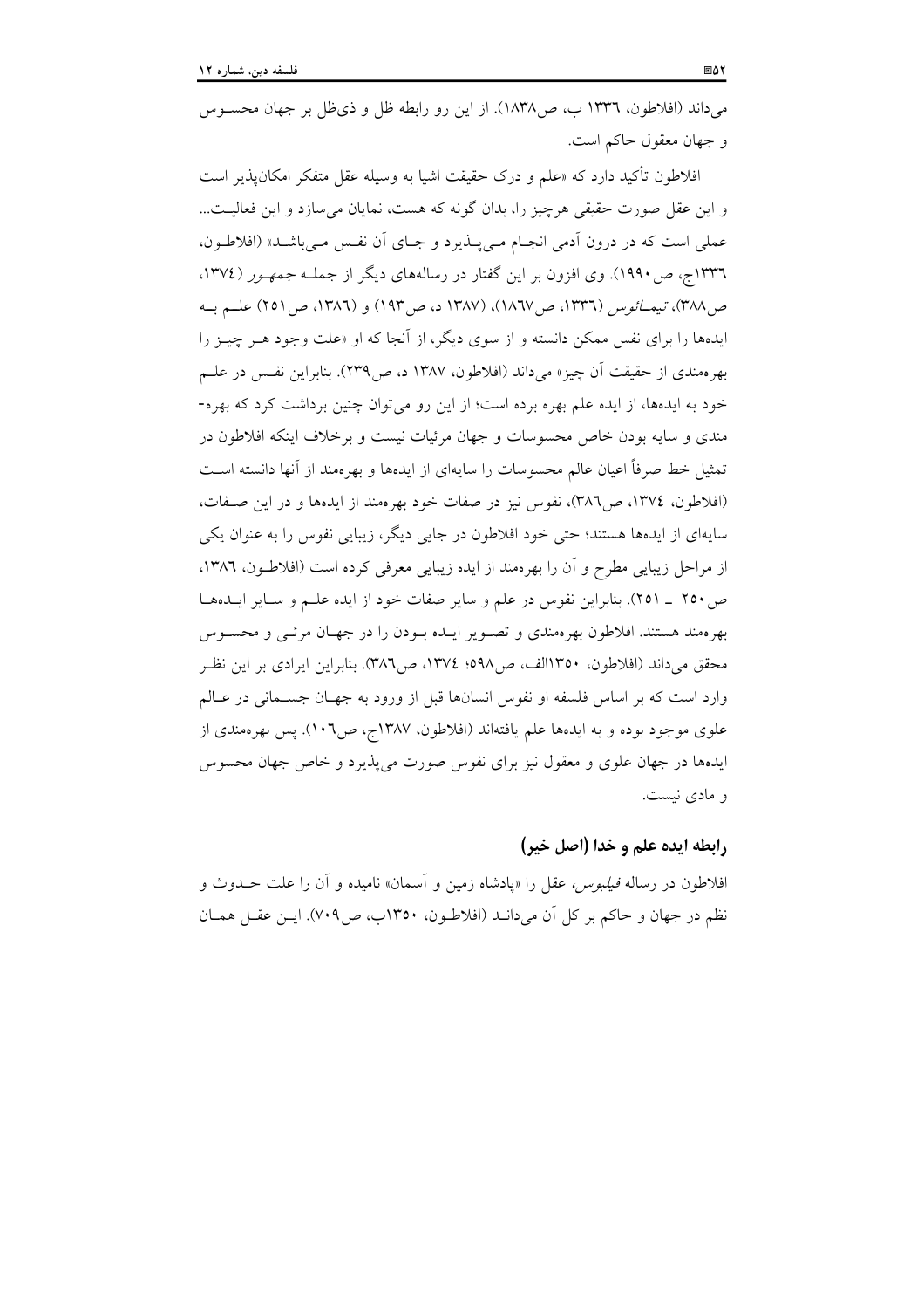می‌داند (افلاطون، ۱۳۳٦ ب، ص۱۸۳۸). از این رو رابطه ظل و ذی‌ظل بر جهان محسوس و جهان معقول حاکم است.

افلاطون تأکید دارد که «علم و درک حقیقت اشیا به وسیله عقل متفکر امکان‌پذیر است و این عقل صورت حقیقی هرچیز را، بدان گونه که هست، نمایان می‌سازد و این فعالیت... عملی است که در درون آدمی انجام می‌پذیرد و جای آن نفس می‌باشد» (افلاطون، ۱۳۳٦ج، ص۱۹۹۰). وی افزون بر این گفتار در رساله‌های دیگر از جمله *جمهور* (۱۳۷٤، ص۳۸۸)، *تیمائوس* (۱۳۳٦، ص۱۸٦۷)، (۱۳۸۷ د، ص۱۹۳) و (۱۳۸٦، ص۲۵۱) علم به ایده‌ها را برای نفس ممکن دانسته و از سوی دیگر، از آنجا که او «علت وجود هر چیز را بهره‌مندی از حقیقت آن چیز» می‌داند (افلاطون، ۱۳۸۷ د، ص۲۳۹). بنابراین نفس در علم خود به ایده‌ها، از ایده علم بهره برده است؛ از این رو می‌توان چنین برداشت کرد که بهره-مندی و سایه بودن خاص محسوسات و جهان مرئیات نیست و برخلاف اینکه افلاطون در تمثیل خط صرفاً اعیان عالم محسوسات را سایه‌ای از ایده‌ها و بهره‌مند از آنها دانسته است (افلاطون، ۱۳۷٤، ص۳۸٦)، نفوس نیز در صفات خود بهره‌مند از ایده‌ها و در این صفات، سایه‌ای از ایده‌ها هستند؛ حتی خود افلاطون در جایی دیگر، زیبایی نفوس را به عنوان یکی از مراحل زیبایی مطرح و آن را بهره‌مند از ایده زیبایی معرفی کرده است (افلاطون، ۱۳۸٦، ص۲۵۰ ـ ۲۵۱). بنابراین نفوس در علم و سایر صفات خود از ایده علم و سایر ایده‌ها بهره‌مند هستند. افلاطون بهره‌مندی و تصویر ایده بودن را در جهان مرئی و محسوس محقق می‌داند (افلاطون، ۱۳۵۰الف، ص۵۹۸؛ ۱۳۷٤، ص۳۸٦). بنابراین ایرادی بر این نظر وارد است که بر اساس فلسفه او نفوس انسان‌ها قبل از ورود به جهان جسمانی در عالم علوی موجود بوده و به ایده‌ها علم یافته‌اند (افلاطون، ۱۳۸۷ج، ص۱۰٦). پس بهره‌مندی از ایده‌ها در جهان علوی و معقول نیز برای نفوس صورت می‌پذیرد و خاص جهان محسوس و مادی نیست.

## رابطه ایده علم و خدا (اصل خیر)

افلاطون در رساله *فیلبوس*، عقل را «پادشاه زمین و آسمان» نامیده و آن را علت حدوث و نظم در جهان و حاکم بر کل آن می‌داند (افلاطون، ۱۳۵۰ب، ص۷۰۹). این عقل همان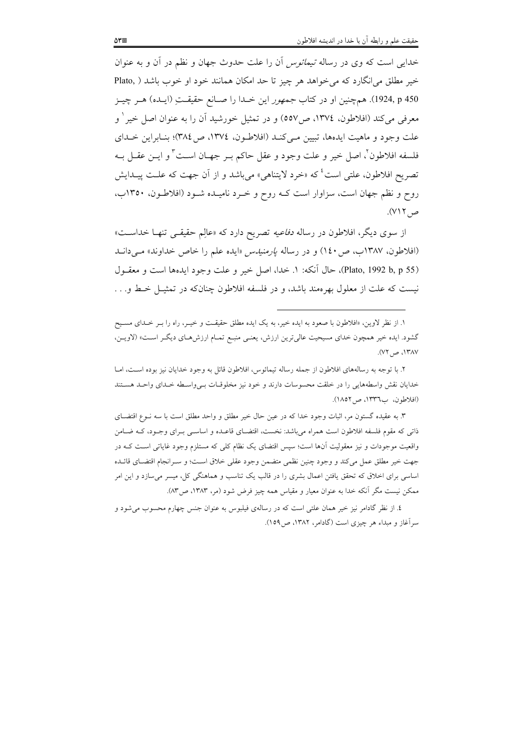خدایی است که وی در رساله *تیمائوس* آن را علت حدوث جهان و نظم در آن و به عنوان خیر مطلق می‌انگارد که می‌خواهد هر چیز تا حد امکان همانند خود او خوب باشد (Plato, 1924, p 450). هم‌چنین او در کتاب *جمهور* این خـدا را صـانع حقیقـتِ (ایـده) هـر چیـز معرفی می‌کند (افلاطون، ۱۳۷٤، ص۵۵۷) و در تمثیل خورشید آن را به عنوان اصل خیر[1] و علت وجود و ماهیت ایده‌ها، تبیین مـی‌کنـد (افلاطـون، ۱۳۷٤، ص۳۸٤)؛ بنـابراین خـدای فلسفه افلاطون[2]، اصل خیر و علت وجود و عقل حاکم بـر جهـان اسـت[3] و ایـن عقـل بـه تصریح افلاطون، علتی است[4] که «خرد لایتناهی» می‌باشد و از آن جهت که علـت پیـدایش روح و نظم جهان است، سزاوار است کـه روح و خـرد نامیـده شـود (افلاطـون، ۱۳۵۰ب، ص۷۱۲).

از سوی دیگر، افلاطون در رساله *دفاعیه* تصریح دارد که «عالِم حقیقـی تنهـا خداسـت» (افلاطون، ۱۳۸۷ب، ص۱٤۰) و در رساله *پارمنیدس* «ایده علم را خاص خداوند» مـی‌دانـد (Plato, 1992 b, p 55)، حال آنکه: ۱. خدا، اصل خیر و علت وجود ایده‌ها است و معقـول نیست که علت از معلول بهره‌مند باشد، و در فلسفه افلاطون چنان‌که در تمثیـل خـط و. . .

---

۱. از نظر لاوین، «افلاطون با صعود به ایده خیر، به یک ایده مطلق حقیقـت و خیـر، راه را بـر خـدای مسـیح گشود. ایده خیر همچون خدای مسیحیت عالی‌ترین ارزش، یعنـی منبـع تمـام ارزش‌هـای دیگـر اسـت» (لاویـن، ۱۳۸۷، ص۷۲).

۲. با توجه به رساله‌های افلاطون از جمله رساله تیمائوس، افلاطون قائل به وجود خدایان نیز بوده اسـت، امـا خدایان نقش واسطه‌هایی را در خلقت محسوسات دارند و خود نیز مخلوقـات بـی‌واسـطه خـدای واحـد هسـتند (افلاطون، ب۱۳۳٦، ص۱۸۵۲).

۳. به عقیده گستون مر، اثبات وجود خدا که در عین حال خیر مطلق و واحد مطلق است با سه نـوع اقتضـای ذاتی که مقوم فلسفه افلاطون است همراه می‌باشد: نخست، اقتضـای قاعـده و اساسـی بـرای وجـود، کـه ضـامن واقعیت موجودات و نیز معقولیت آن‌ها است؛ سپس اقتضای یک نظام کلی که مستلزم وجود غایاتی اسـت کـه در جهت خیر مطلق عمل می‌کند و وجود چنین نظمی متضمن وجود عقلی خلاق اسـت؛ و سـرانجام اقتضـای قائـده اساسی برای اخلاق که تحقق یافتن اعمال بشری را در قالب یک تناسب و هماهنگی کل، میسر می‌سازد و این امر ممکن نیست مگر آنکه خدا به عنوان معیار و مقیاس همه چیز فرض شود (مر، ۱۳۸۳، ص۸۳).

٤. از نظر گادامر نیز خیر همان علتی است که در رساله‌ی فیلیوس به عنوان جنس چهارم محسوب می‌شود و سرآغاز و مبداء هر چیزی است (گادامر، ۱۳۸۲، ص۱۵۹).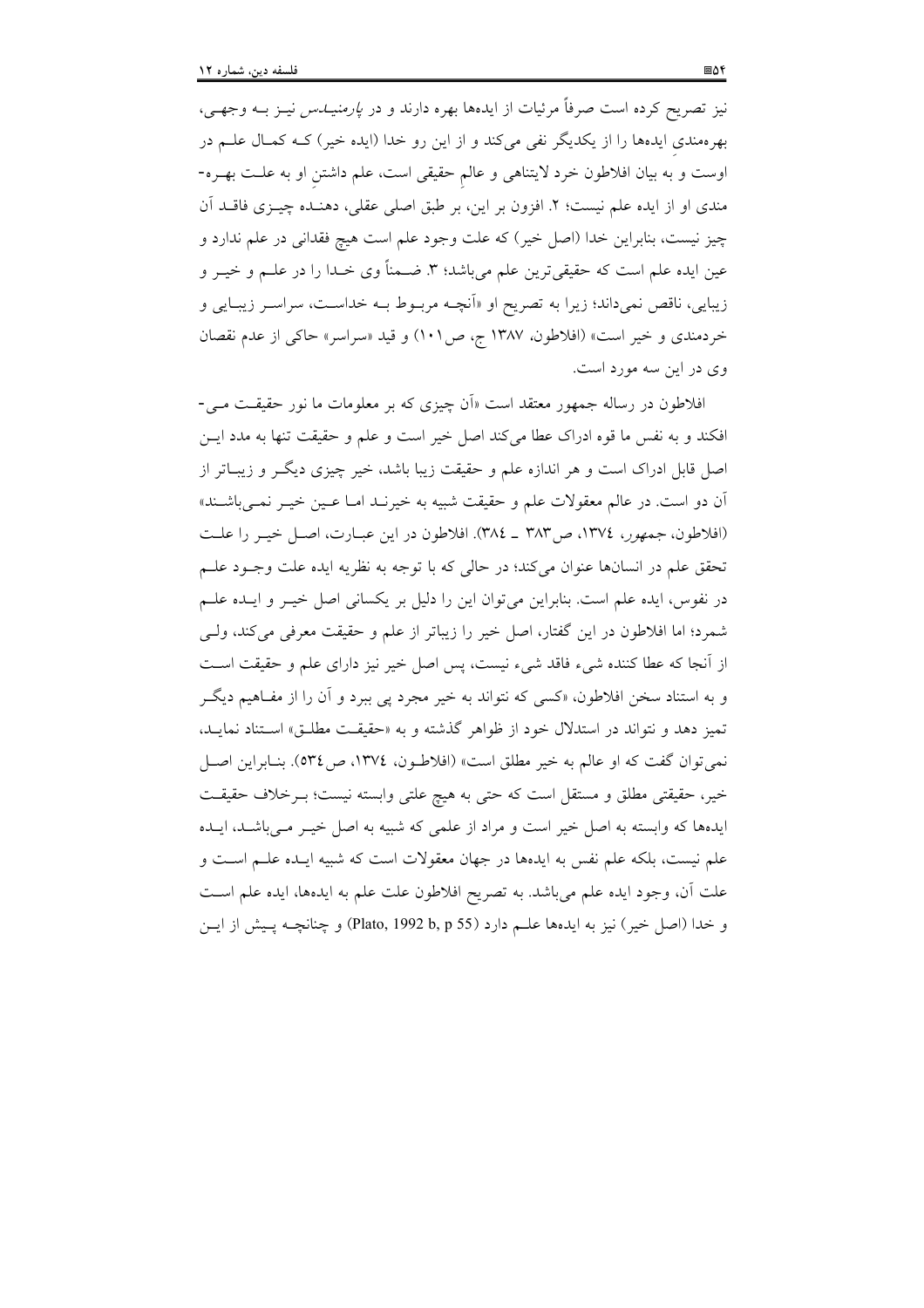نیز تصریح کرده است صرفاً مرئیات از ایده‌ها بهره دارند و در *پارمنیدس* نیز بـه وجهـی، بهره‌مندی ایده‌ها را از یکدیگر نفی می‌کند و از این رو خدا (ایده خیر) کـه کمـال علـم در اوست و به بیان افلاطون خرد لایتناهی و عالمِ حقیقی است، علم داشتنِ او به علـت بهـره‌مندی او از ایده علم نیست؛ ۲. افزون بر این، بر طبق اصلی عقلی، دهنـده چیـزی فاقـد آن چیز نیست، بنابراین خدا (اصل خیر) که علت وجود علم است هیچ فقدانی در علم ندارد و عین ایده علم است که حقیقی‌ترین علم می‌باشد؛ ۳. ضـمناً وی خـدا را در علـم و خیـر و زیبایی، ناقص نمی‌داند؛ زیرا به تصریح او «آنچـه مربـوط بـه خداسـت، سراسـر زیبـایی و خردمندی و خیر است» (افلاطون، ۱۳۸۷ ج، ص۱۰۱) و قید «سراسر» حاکی از عدم نقصان وی در این سه مورد است.

افلاطون در رساله جمهور معتقد است «آن چیزی که بر معلومات ما نور حقیقـت مـی‌افکند و به نفس ما قوه ادراک عطا می‌کند اصل خیر است و علم و حقیقت تنها به مدد ایـن اصل قابل ادراک است و هر اندازه علم و حقیقت زیبا باشد، خیر چیزی دیگـر و زیبـاتر از آن دو است. در عالم معقولات علم و حقیقت شبیه به خیرنـد امـا عـین خیـر نمـی‌باشـند» (افلاطون، *جمهور*، ۱۳۷٤، ص۳۸۳ ـ ۳۸٤). افلاطون در این عبـارت، اصـل خیـر را علـت تحقق علم در انسان‌ها عنوان می‌کند؛ در حالی که با توجه به نظریه ایده علت وجـود علـم در نفوس، ایده علم است. بنابراین می‌توان این را دلیل بر یکسانی اصل خیـر و ایـده علـم شمرد؛ اما افلاطون در این گفتار، اصل خیر را زیباتر از علم و حقیقت معرفی می‌کند، ولـی از آنجا که عطا کننده شیء فاقد شیء نیست، پس اصل خیر نیز دارای علم و حقیقت اسـت و به استناد سخن افلاطون، «کسی که نتواند به خیر مجرد پی ببرد و آن را از مفـاهیم دیگـر تمیز دهد و نتواند در استدلال خود از ظواهر گذشته و به «حقیقـت مطلـق» اسـتناد نمایـد، نمی‌توان گفت که او عالم به خیر مطلق است» (افلاطـون، ۱۳۷٤، ص۵۳٤). بنـابراین اصـل خیر، حقیقتی مطلق و مستقل است که حتی به هیچ علتی وابسته نیست؛ بـرخلاف حقیقـت ایده‌ها که وابسته به اصل خیر است و مراد از علمی که شبیه به اصل خیـر مـی‌باشـد، ایـده علم نیست، بلکه علم نفس به ایده‌ها در جهان معقولات است که شبیه ایـده علـم اسـت و علت آن، وجود ایده علم می‌باشد. به تصریح افلاطون علت علم به ایده‌ها، ایده علم اسـت و خدا (اصل خیر) نیز به ایده‌ها علـم دارد (Plato, 1992 b, p 55) و چنانچـه پـیش از ایـن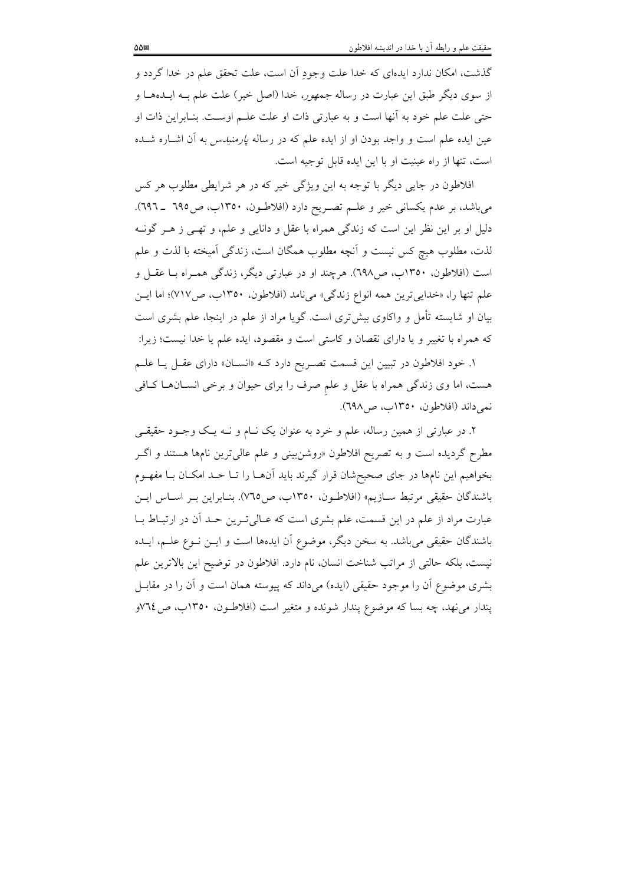گذشت، امکان ندارد ایده‌ای که خدا علت وجودِ آن است، علت تحقق علم در خدا گردد و از سوی دیگر طبق این عبارت در رساله *جمهور*، خدا (اصل خیر) علت علم بـه ایـده‌هـا و حتی علت علم خود به آنها است و به عبارتی ذات او علت علـم اوسـت. بنـابراین ذات او عین ایده علم است و واجد بودن او از ایده علم که در رساله *پارمنیدس* به آن اشـاره شـده است، تنها از راه عینیت او با این ایده قابل توجیه است.

افلاطون در جایی دیگر با توجه به این ویژگی خیر که در هر شرایطی مطلوب هر کس می‌باشد، بر عدم یکسانی خیر و علـم تصـریح دارد (افلاطـون، ۱۳۵۰ب، ص۶۹۵ ـ ۶۹۶). دلیل او بر این نظر این است که زندگی همراه با عقل و دانایی و علم، و تهـی ز هـر گونـه لذت، مطلوب هیچ کس نیست و آنچه مطلوب همگان است، زندگی آمیخته با لذت و علم است (افلاطون، ۱۳۵۰ب، ص۶۹۸). هرچند او در عبارتی دیگر، زندگی همـراه بـا عقـل و علم تنها را، «خدایی‌ترین همه انواع زندگی» می‌نامد (افلاطون، ۱۳۵۰ب، ص۷۱۷)؛ اما ایـن بیان او شایسته تأمل و واکاوی بیش‌تری است. گویا مراد از علم در اینجا، علم بشری است که همراه با تغییر و یا دارای نقصان و کاستی است و مقصود، ایده علم یا خدا نیست؛ زیرا:

۱. خود افلاطون در تبیین این قسمت تصـریح دارد کـه «انسـان» دارای عقـل یـا علـم هست، اما وی زندگی همراه با عقل و علمِ صرف را برای حیوان و برخی انسـان‌هـا کـافی نمی‌داند (افلاطون، ۱۳۵۰ب، ص۶۹۸).

۲. در عبارتی از همین رساله، علم و خرد به عنوان یک نـام و نـه یـک وجـود حقیقـی مطرح گردیده است و به تصریح افلاطون «روشن‌بینی و علم عالی‌ترین نام‌ها هستند و اگـر بخواهیم این نام‌ها در جای صحیح‌شان قرار گیرند باید آن‌هـا را تـا حـد امکـان بـا مفهـوم باشندگان حقیقی مرتبط سـازیم» (افلاطـون، ۱۳۵۰ب، ص۷۶۵). بنـابراین بـر اسـاس ایـن عبارت مراد از علم در این قسمت، علم بشری است که عـالی‌تـرین حـد آن در ارتبـاط بـا باشندگان حقیقی می‌باشد. به سخن دیگر، موضوع آن ایده‌ها است و ایـن نـوع علـم، ایـده نیست، بلکه حالتی از مراتب شناخت انسان، نام دارد. افلاطون در توضیح این بالاترین علم بشری موضوع آن را موجود حقیقی (ایده) می‌داند که پیوسته همان است و آن را در مقابـل پندار می‌نهد، چه بسا که موضوعِ پندار شونده و متغیر است (افلاطـون، ۱۳۵۰ب، ص۷۶۴و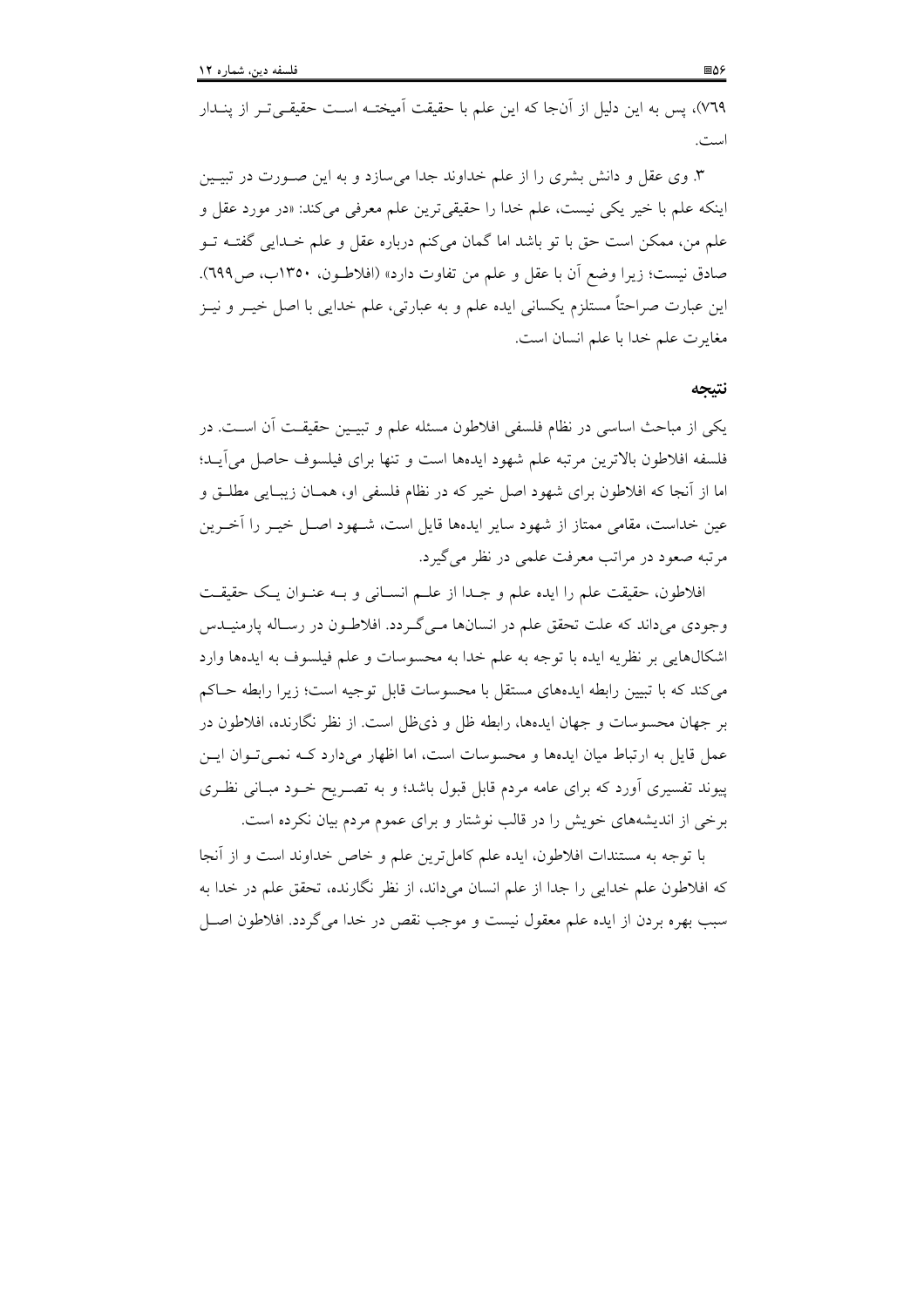٧٦٩)، پس به این دلیل از آنجا که این علم با حقیقت آمیخته است حقیقی‌تر از پندار است.

۳. وی عقل و دانش بشری را از علم خداوند جدا می‌سازد و به این صورت در تبیین اینکه علم با خیر یکی نیست، علم خدا را حقیقی‌ترین علم معرفی می‌کند: «در مورد عقل و علم من، ممکن است حق با تو باشد اما گمان می‌کنم درباره عقل و علم خدایی گفته تو صادق نیست؛ زیرا وضع آن با عقل و علم من تفاوت دارد» (افلاطون، ۱۳۵۰ب، ص۶۹۹). این عبارت صراحتاً مستلزم یکسانی ایده علم و به عبارتی، علم خدایی با اصل خیر و نیز مغایرت علم خدا با علم انسان است.

## نتیجه

یکی از مباحث اساسی در نظام فلسفی افلاطون مسئله علم و تبیین حقیقت آن است. در فلسفه افلاطون بالاترین مرتبه علم شهود ایده‌ها است و تنها برای فیلسوف حاصل می‌آید؛ اما از آنجا که افلاطون برای شهود اصل خیر که در نظام فلسفی او، همان زیبایی مطلق و عین خداست، مقامی ممتاز از شهود سایر ایده‌ها قایل است، شهود اصل خیر را آخرین مرتبه صعود در مراتب معرفت علمی در نظر می‌گیرد.

افلاطون، حقیقت علم را ایده علم و جدا از علم انسانی و به عنوان یک حقیقت وجودی می‌داند که علت تحقق علم در انسان‌ها می‌گردد. افلاطون در رساله پارمنیدس اشکال‌هایی بر نظریه ایده با توجه به علم خدا به محسوسات و علم فیلسوف به ایده‌ها وارد می‌کند که با تبیین رابطه ایده‌های مستقل با محسوسات قابل توجیه است؛ زیرا رابطه حاکم بر جهان محسوسات و جهان ایده‌ها، رابطه ظل و ذی‌ظل است. از نظر نگارنده، افلاطون در عمل قایل به ارتباط میان ایده‌ها و محسوسات است، اما اظهار می‌دارد که نمی‌توان این پیوند تفسیری آورد که برای عامه مردم قابل قبول باشد؛ و به تصریح خود مبانی نظری برخی از اندیشه‌های خویش را در قالب نوشتار و برای عموم مردم بیان نکرده است.

با توجه به مستندات افلاطون، ایده علم کامل‌ترین علم و خاص خداوند است و از آنجا که افلاطون علم خدایی را جدا از علم انسان می‌داند، از نظر نگارنده، تحقق علم در خدا به سبب بهره بردن از ایده علم معقول نیست و موجب نقص در خدا می‌گردد. افلاطون اصل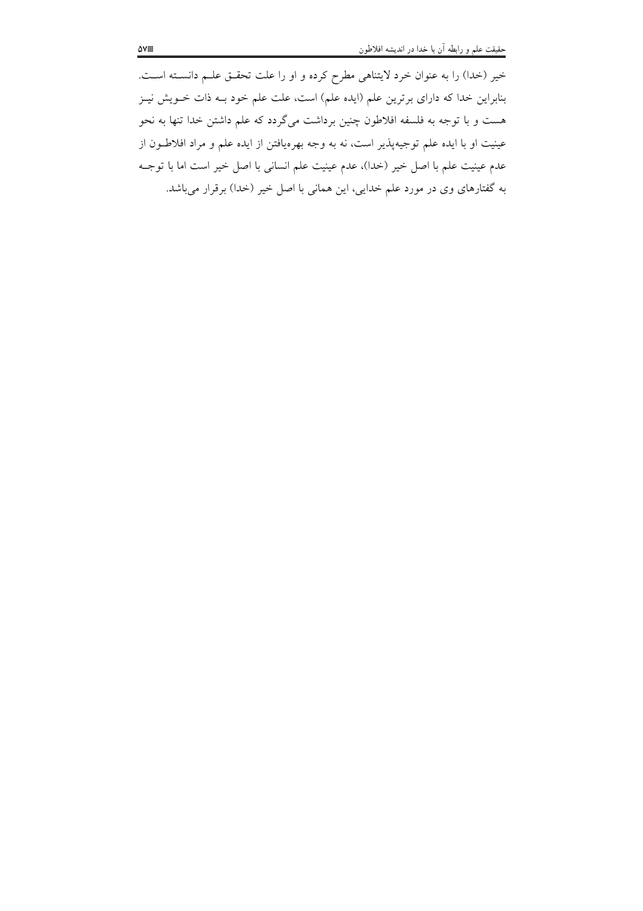خیر (خدا) را به عنوان خرد لایتناهی مطرح کرده و او را علت تحقق علم دانسته است. بنابراین خدا که دارای برترین علم (ایده علم) است، علت علم خود به ذات خویش نیز هست و با توجه به فلسفه افلاطون چنین برداشت می‌گردد که علم داشتن خدا تنها به نحو عینیت او با ایده علم توجیه‌پذیر است، نه به وجه بهره‌یافتن از ایده علم و مراد افلاطون از عدم عینیت علم با اصل خیر (خدا)، عدم عینیت علم انسانی با اصل خیر است اما با توجه به گفتارهای وی در مورد علم خدایی، این همانی با اصل خیر (خدا) برقرار می‌باشد.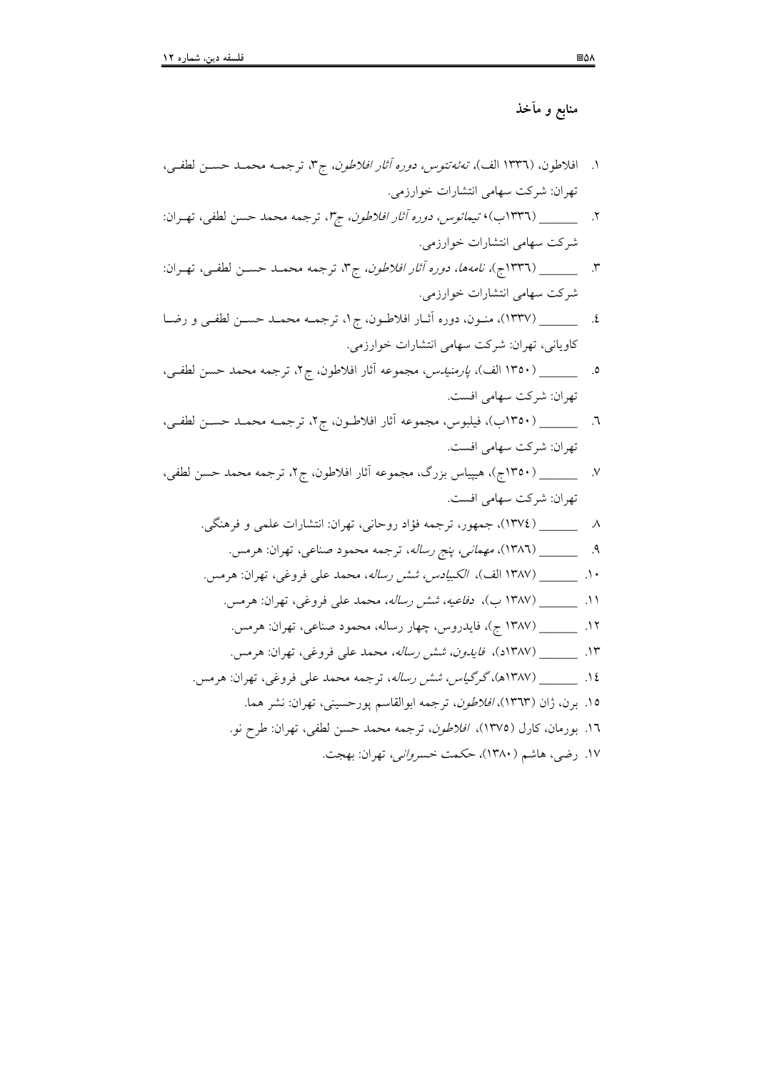## منابع و مآخذ

١. افلاطون، (١٣٣٦ الف)، *تەئەتتوس*، *دوره آثار افلاطون*، ج٣، ترجمه محمد حسن لطفی، تهران: شرکت سهامی انتشارات خوارزمی.

٢. ______ (١٣٣٦ب)، *تیمائوس*، *دوره آثار افلاطون*، ج٣، ترجمه محمد حسن لطفی، تهران: شرکت سهامی انتشارات خوارزمی.

٣. ______ (١٣٣٦ج)، *نامه‌ها*، *دوره آثار افلاطون*، ج٣، ترجمه محمد حسن لطفی، تهران: شرکت سهامی انتشارات خوارزمی.

٤. ______ (١٣٣٧)، منون، دوره آثار افلاطون، ج١، ترجمه محمد حسن لطفی و رضا کاویانی، تهران: شرکت سهامی انتشارات خوارزمی.

٥. ______ (١٣٥٠ الف)، *پارمنیدس*، مجموعه آثار افلاطون، ج٢، ترجمه محمد حسن لطفی، تهران: شرکت سهامی افست.

٦. ______ (١٣٥٠ب)، فیلبوس، مجموعه آثار افلاطون، ج٢، ترجمه محمد حسن لطفی، تهران: شرکت سهامی افست.

٧. ______ (١٣٥٠ج)، هیپیاس بزرگ، مجموعه آثار افلاطون، ج٢، ترجمه محمد حسن لطفی، تهران: شرکت سهامی افست.

٨. ______ (١٣٧٤)، جمهور، ترجمه فؤاد روحانی، تهران: انتشارات علمی و فرهنگی.

٩. ______ (١٣٨٦)، *مهمانی*، *پنج رساله*، ترجمه محمود صناعی، تهران: هرمس.

١٠. ______ (١٣٨٧ الف)، *الکبیادس*، *شش رساله*، محمد علی فروغی، تهران: هرمس.

١١. ______ (١٣٨٧ ب)، *دفاعیه*، *شش رساله*، محمد علی فروغی، تهران: هرمس.

١٢. ______ (١٣٨٧ ج)، فایدروس، چهار رساله، محمود صناعی، تهران: هرمس.

١٣. ______ (١٣٨٧د)، *فایدون*، *شش رساله*، محمد علی فروغی، تهران: هرمس.

١٤. ______ (١٣٨٧هـ)، *گرگیاس*، *شش رساله*، ترجمه محمد علی فروغی، تهران: هرمس.

١٥. برن، ژان (١٣٦٣)، *افلاطون*، ترجمه ابوالقاسم پورحسینی، تهران: نشر هما.

١٦. بورمان، کارل (١٣٧٥)، *افلاطون*، ترجمه محمد حسن لطفی، تهران: طرح نو.

١٧. رضی، هاشم (١٣٨٠)، حکمت *خسروانی*، تهران: بهجت.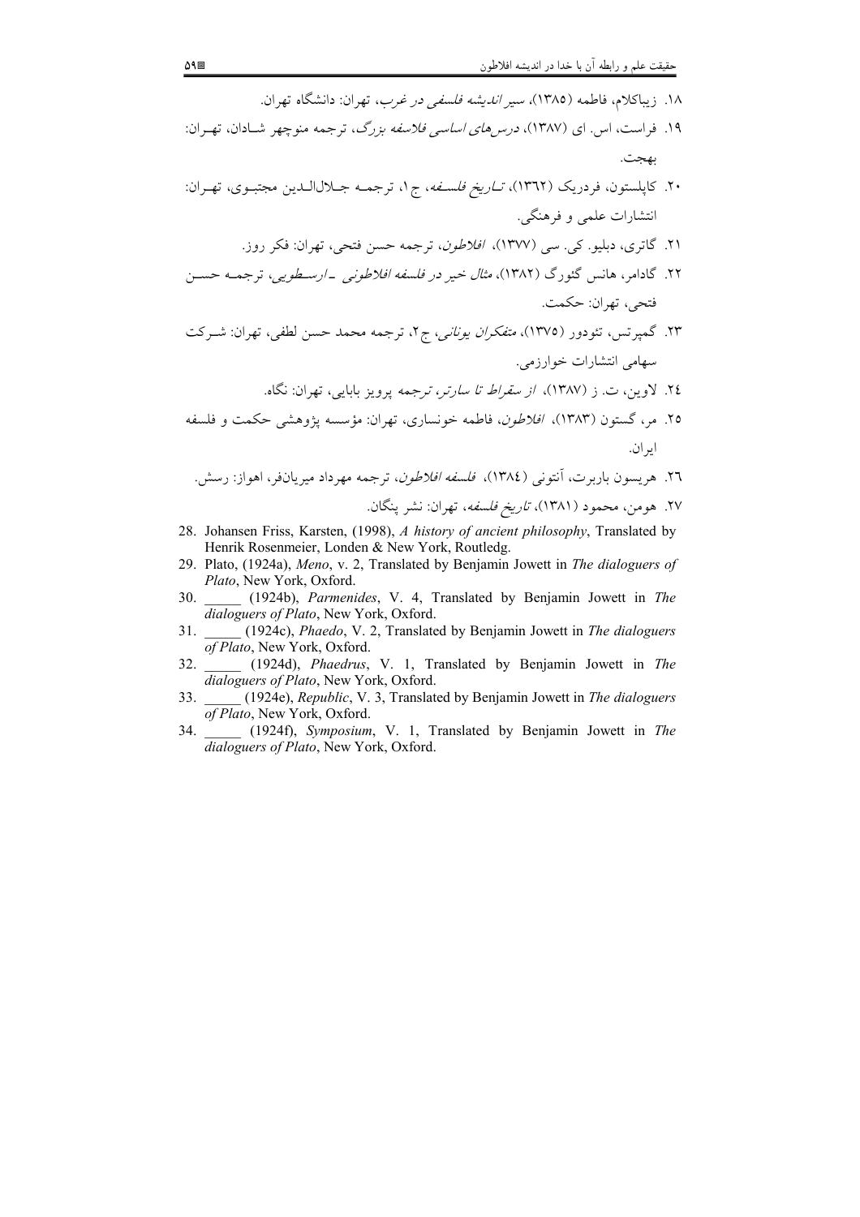۱۸. زیباکلام، فاطمه (۱۳۸۵)، *سیر اندیشه فلسفی در غرب*، تهران: دانشگاه تهران.

۱۹. فراست، اس. ای (۱۳۸۷)، *درس‌های اساسی فلاسفه بزرگ*، ترجمه منوچهر شادان، تهران: بهجت.

۲۰. کاپلستون، فردریک (۱۳۶۲)، *تاریخ فلسفه*، ج۱، ترجمه جلال‌الدین مجتبوی، تهران: انتشارات علمی و فرهنگی.

۲۱. گاتری، دبلیو. کی. سی (۱۳۷۷)، *افلاطون*، ترجمه حسن فتحی، تهران: فکر روز.

۲۲. گادامر، هانس گئورگ (۱۳۸۲)، *مثال خیر در فلسفه افلاطونی ـ ارسطویی*، ترجمه حسن فتحی، تهران: حکمت.

۲۳. گمپرتس، تئودور (۱۳۷۵)، *متفکران یونانی*، ج۲، ترجمه محمد حسن لطفی، تهران: شرکت سهامی انتشارات خوارزمی.

۲۴. لاوین، ت. ز (۱۳۸۷)، *از سقراط تا سارتر*، ترجمه پرویز بابایی، تهران: نگاه.

۲۵. مر، گستون (۱۳۸۳)، *افلاطون*، فاطمه خونساری، تهران: مؤسسه پژوهشی حکمت و فلسفه ایران.

۲۶. هریسون باربرت، آنتونی (۱۳۸٤)، *فلسفه افلاطون*، ترجمه مهرداد میریان‌فر، اهواز: رسش.

۲۷. هومن، محمود (۱۳۸۱)، *تاریخ فلسفه*، تهران: نشر پنگان.

28. Johansen Friss, Karsten, (1998), *A history of ancient philosophy*, Translated by Henrik Rosenmeier, Londen & New York, Routledg.
29. Plato, (1924a), *Meno*, v. 2, Translated by Benjamin Jowett in *The dialoguers of Plato*, New York, Oxford.
30. _____ (1924b), *Parmenides*, V. 4, Translated by Benjamin Jowett in *The dialoguers of Plato*, New York, Oxford.
31. _____ (1924c), *Phaedo*, V. 2, Translated by Benjamin Jowett in *The dialoguers of Plato*, New York, Oxford.
32. _____ (1924d), *Phaedrus*, V. 1, Translated by Benjamin Jowett in *The dialoguers of Plato*, New York, Oxford.
33. _____ (1924e), *Republic*, V. 3, Translated by Benjamin Jowett in *The dialoguers of Plato*, New York, Oxford.
34. _____ (1924f), *Symposium*, V. 1, Translated by Benjamin Jowett in *The dialoguers of Plato*, New York, Oxford.